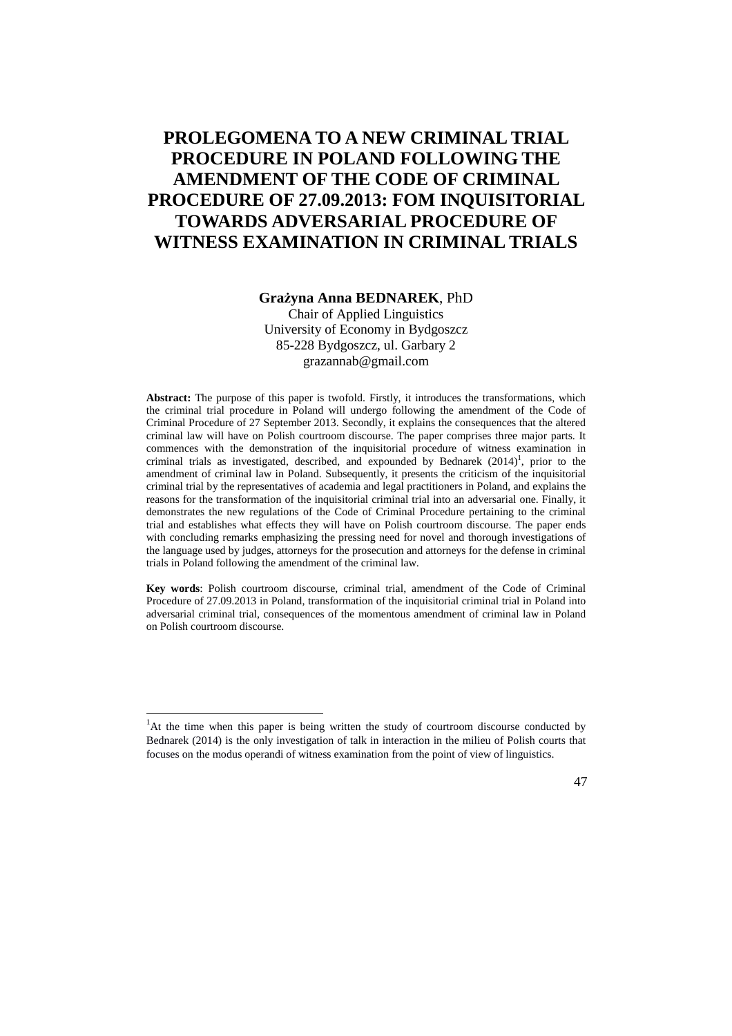# PROLEGOMENA TO A NEW CRIMINAL TRIAL PROCEDURE IN POLAND FOLLOWING THE AMENDMENT OF THE CODE OF CRIMINAL PROCEDURE OF 27.09.2013: FOM INQUISITORIAL TOWARDS ADVERSARIAL PROCEDURE OF WITNESS EXAMINATION IN CRIMINAL TRIALS

**Grażyna Anna BEDNAREK**, PhD
Chair of Applied Linguistics
University of Economy in Bydgoszcz
85-228 Bydgoszcz, ul. Garbary 2
grazannab@gmail.com

**Abstract:** The purpose of this paper is twofold. Firstly, it introduces the transformations, which the criminal trial procedure in Poland will undergo following the amendment of the Code of Criminal Procedure of 27 September 2013. Secondly, it explains the consequences that the altered criminal law will have on Polish courtroom discourse. The paper comprises three major parts. It commences with the demonstration of the inquisitorial procedure of witness examination in criminal trials as investigated, described, and expounded by Bednarek (2014)[1], prior to the amendment of criminal law in Poland. Subsequently, it presents the criticism of the inquisitorial criminal trial by the representatives of academia and legal practitioners in Poland, and explains the reasons for the transformation of the inquisitorial criminal trial into an adversarial one. Finally, it demonstrates the new regulations of the Code of Criminal Procedure pertaining to the criminal trial and establishes what effects they will have on Polish courtroom discourse. The paper ends with concluding remarks emphasizing the pressing need for novel and thorough investigations of the language used by judges, attorneys for the prosecution and attorneys for the defense in criminal trials in Poland following the amendment of the criminal law.

**Key words**: Polish courtroom discourse, criminal trial, amendment of the Code of Criminal Procedure of 27.09.2013 in Poland, transformation of the inquisitorial criminal trial in Poland into adversarial criminal trial, consequences of the momentous amendment of criminal law in Poland on Polish courtroom discourse.

---

[1] At the time when this paper is being written the study of courtroom discourse conducted by Bednarek (2014) is the only investigation of talk in interaction in the milieu of Polish courts that focuses on the modus operandi of witness examination from the point of view of linguistics.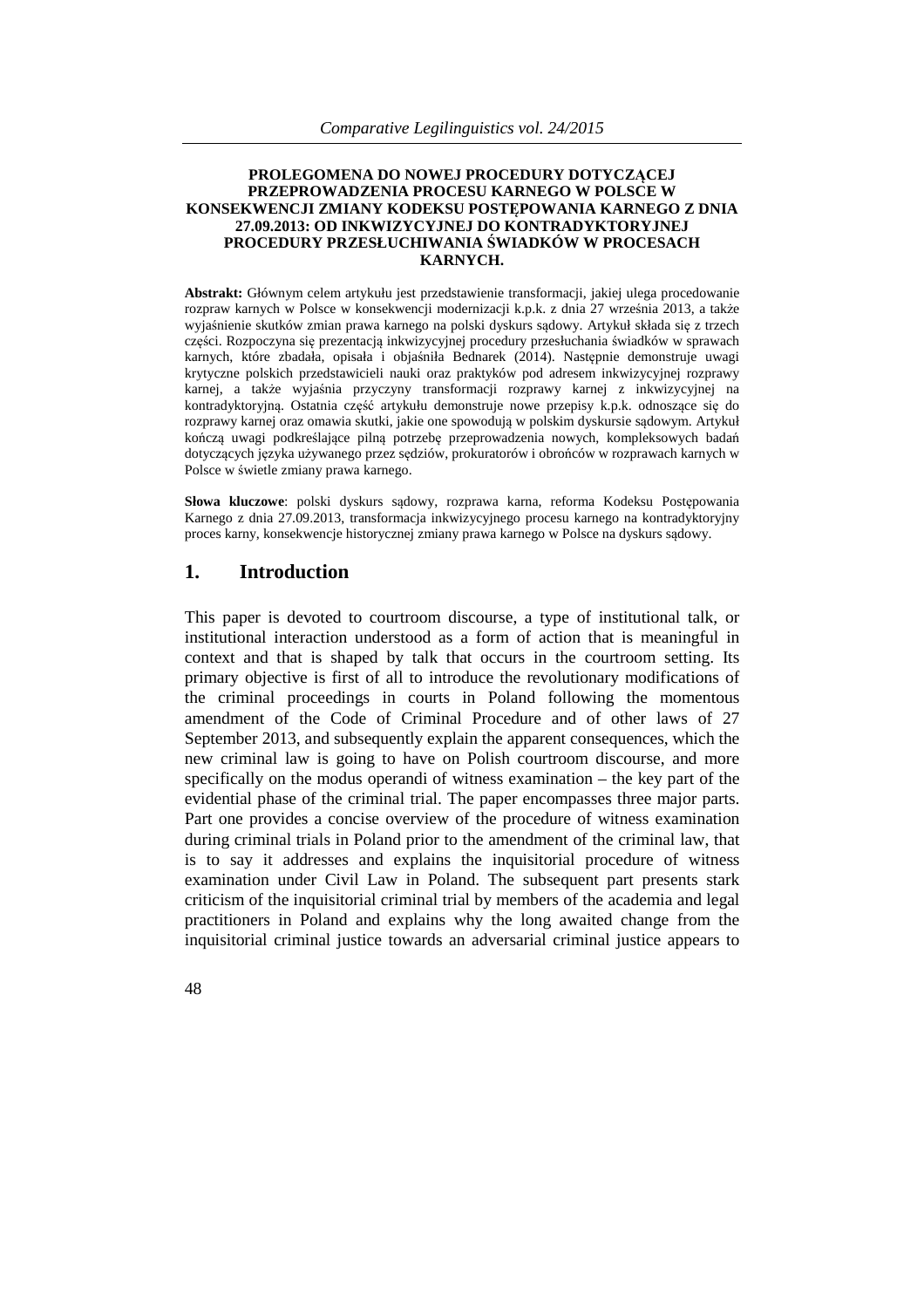**PROLEGOMENA DO NOWEJ PROCEDURY DOTYCZĄCEJ PRZEPROWADZENIA PROCESU KARNEGO W POLSCE W KONSEKWENCJI ZMIANY KODEKSU POSTĘPOWANIA KARNEGO Z DNIA 27.09.2013: OD INKWIZYCYJNEJ DO KONTRADYKTORYJNEJ PROCEDURY PRZESŁUCHIWANIA ŚWIADKÓW W PROCESACH KARNYCH.**

**Abstrakt:** Głównym celem artykułu jest przedstawienie transformacji, jakiej ulega procedowanie rozpraw karnych w Polsce w konsekwencji modernizacji k.p.k. z dnia 27 września 2013, a także wyjaśnienie skutków zmian prawa karnego na polski dyskurs sądowy. Artykuł składa się z trzech części. Rozpoczyna się prezentacją inkwizycyjnej procedury przesłuchania świadków w sprawach karnych, które zbadała, opisała i objaśniła Bednarek (2014). Następnie demonstruje uwagi krytyczne polskich przedstawicieli nauki oraz praktyków pod adresem inkwizycyjnej rozprawy karnej, a także wyjaśnia przyczyny transformacji rozprawy karnej z inkwizycyjnej na kontradyktoryjną. Ostatnia część artykułu demonstruje nowe przepisy k.p.k. odnoszące się do rozprawy karnej oraz omawia skutki, jakie one spowodują w polskim dyskursie sądowym. Artykuł kończą uwagi podkreślające pilną potrzebę przeprowadzenia nowych, kompleksowych badań dotyczących języka używanego przez sędziów, prokuratorów i obrońców w rozprawach karnych w Polsce w świetle zmiany prawa karnego.

**Słowa kluczowe**: polski dyskurs sądowy, rozprawa karna, reforma Kodeksu Postępowania Karnego z dnia 27.09.2013, transformacja inkwizycyjnego procesu karnego na kontradyktoryjny proces karny, konsekwencje historycznej zmiany prawa karnego w Polsce na dyskurs sądowy.

## 1. Introduction

This paper is devoted to courtroom discourse, a type of institutional talk, or institutional interaction understood as a form of action that is meaningful in context and that is shaped by talk that occurs in the courtroom setting. Its primary objective is first of all to introduce the revolutionary modifications of the criminal proceedings in courts in Poland following the momentous amendment of the Code of Criminal Procedure and of other laws of 27 September 2013, and subsequently explain the apparent consequences, which the new criminal law is going to have on Polish courtroom discourse, and more specifically on the modus operandi of witness examination – the key part of the evidential phase of the criminal trial. The paper encompasses three major parts. Part one provides a concise overview of the procedure of witness examination during criminal trials in Poland prior to the amendment of the criminal law, that is to say it addresses and explains the inquisitorial procedure of witness examination under Civil Law in Poland. The subsequent part presents stark criticism of the inquisitorial criminal trial by members of the academia and legal practitioners in Poland and explains why the long awaited change from the inquisitorial criminal justice towards an adversarial criminal justice appears to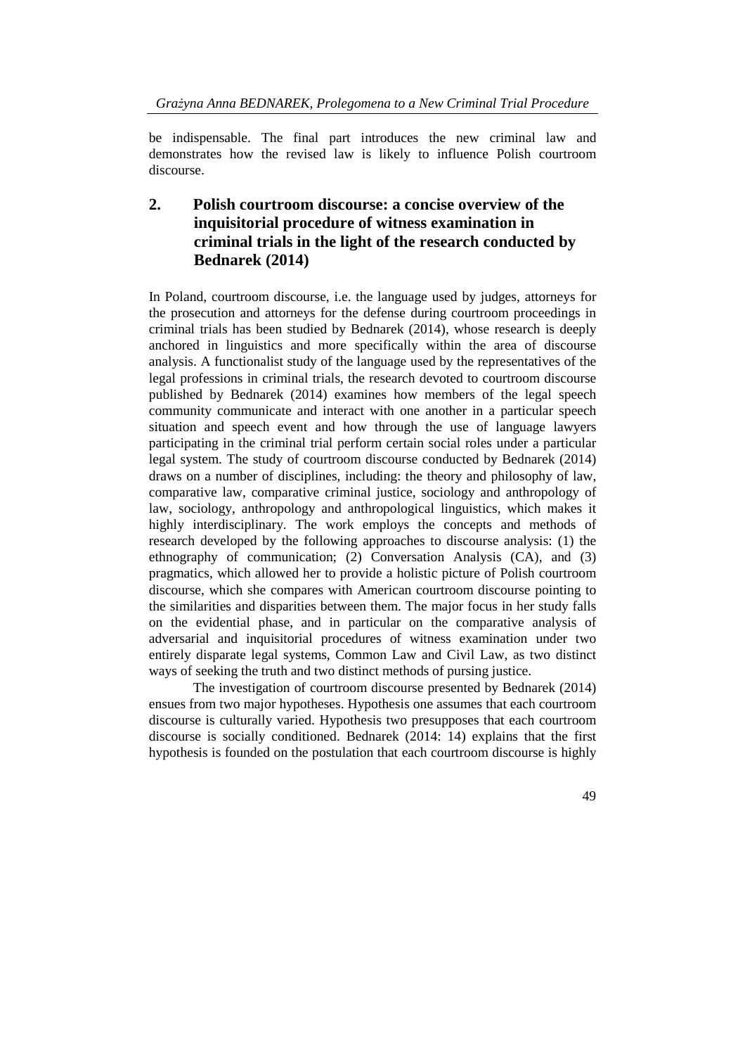be indispensable. The final part introduces the new criminal law and demonstrates how the revised law is likely to influence Polish courtroom discourse.

## 2. Polish courtroom discourse: a concise overview of the inquisitorial procedure of witness examination in criminal trials in the light of the research conducted by Bednarek (2014)

In Poland, courtroom discourse, i.e. the language used by judges, attorneys for the prosecution and attorneys for the defense during courtroom proceedings in criminal trials has been studied by Bednarek (2014), whose research is deeply anchored in linguistics and more specifically within the area of discourse analysis. A functionalist study of the language used by the representatives of the legal professions in criminal trials, the research devoted to courtroom discourse published by Bednarek (2014) examines how members of the legal speech community communicate and interact with one another in a particular speech situation and speech event and how through the use of language lawyers participating in the criminal trial perform certain social roles under a particular legal system. The study of courtroom discourse conducted by Bednarek (2014) draws on a number of disciplines, including: the theory and philosophy of law, comparative law, comparative criminal justice, sociology and anthropology of law, sociology, anthropology and anthropological linguistics, which makes it highly interdisciplinary. The work employs the concepts and methods of research developed by the following approaches to discourse analysis: (1) the ethnography of communication; (2) Conversation Analysis (CA), and (3) pragmatics, which allowed her to provide a holistic picture of Polish courtroom discourse, which she compares with American courtroom discourse pointing to the similarities and disparities between them. The major focus in her study falls on the evidential phase, and in particular on the comparative analysis of adversarial and inquisitorial procedures of witness examination under two entirely disparate legal systems, Common Law and Civil Law, as two distinct ways of seeking the truth and two distinct methods of pursing justice.

The investigation of courtroom discourse presented by Bednarek (2014) ensues from two major hypotheses. Hypothesis one assumes that each courtroom discourse is culturally varied. Hypothesis two presupposes that each courtroom discourse is socially conditioned. Bednarek (2014: 14) explains that the first hypothesis is founded on the postulation that each courtroom discourse is highly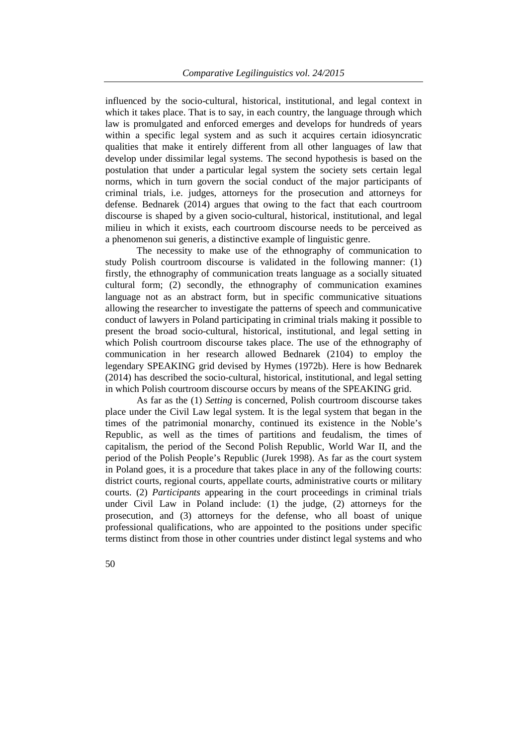influenced by the socio-cultural, historical, institutional, and legal context in which it takes place. That is to say, in each country, the language through which law is promulgated and enforced emerges and develops for hundreds of years within a specific legal system and as such it acquires certain idiosyncratic qualities that make it entirely different from all other languages of law that develop under dissimilar legal systems. The second hypothesis is based on the postulation that under a particular legal system the society sets certain legal norms, which in turn govern the social conduct of the major participants of criminal trials, i.e. judges, attorneys for the prosecution and attorneys for defense. Bednarek (2014) argues that owing to the fact that each courtroom discourse is shaped by a given socio-cultural, historical, institutional, and legal milieu in which it exists, each courtroom discourse needs to be perceived as a phenomenon sui generis, a distinctive example of linguistic genre.

The necessity to make use of the ethnography of communication to study Polish courtroom discourse is validated in the following manner: (1) firstly, the ethnography of communication treats language as a socially situated cultural form; (2) secondly, the ethnography of communication examines language not as an abstract form, but in specific communicative situations allowing the researcher to investigate the patterns of speech and communicative conduct of lawyers in Poland participating in criminal trials making it possible to present the broad socio-cultural, historical, institutional, and legal setting in which Polish courtroom discourse takes place. The use of the ethnography of communication in her research allowed Bednarek (2104) to employ the legendary SPEAKING grid devised by Hymes (1972b). Here is how Bednarek (2014) has described the socio-cultural, historical, institutional, and legal setting in which Polish courtroom discourse occurs by means of the SPEAKING grid.

As far as the (1) *Setting* is concerned, Polish courtroom discourse takes place under the Civil Law legal system. It is the legal system that began in the times of the patrimonial monarchy, continued its existence in the Noble's Republic, as well as the times of partitions and feudalism, the times of capitalism, the period of the Second Polish Republic, World War II, and the period of the Polish People's Republic (Jurek 1998). As far as the court system in Poland goes, it is a procedure that takes place in any of the following courts: district courts, regional courts, appellate courts, administrative courts or military courts. (2) *Participants* appearing in the court proceedings in criminal trials under Civil Law in Poland include: (1) the judge, (2) attorneys for the prosecution, and (3) attorneys for the defense, who all boast of unique professional qualifications, who are appointed to the positions under specific terms distinct from those in other countries under distinct legal systems and who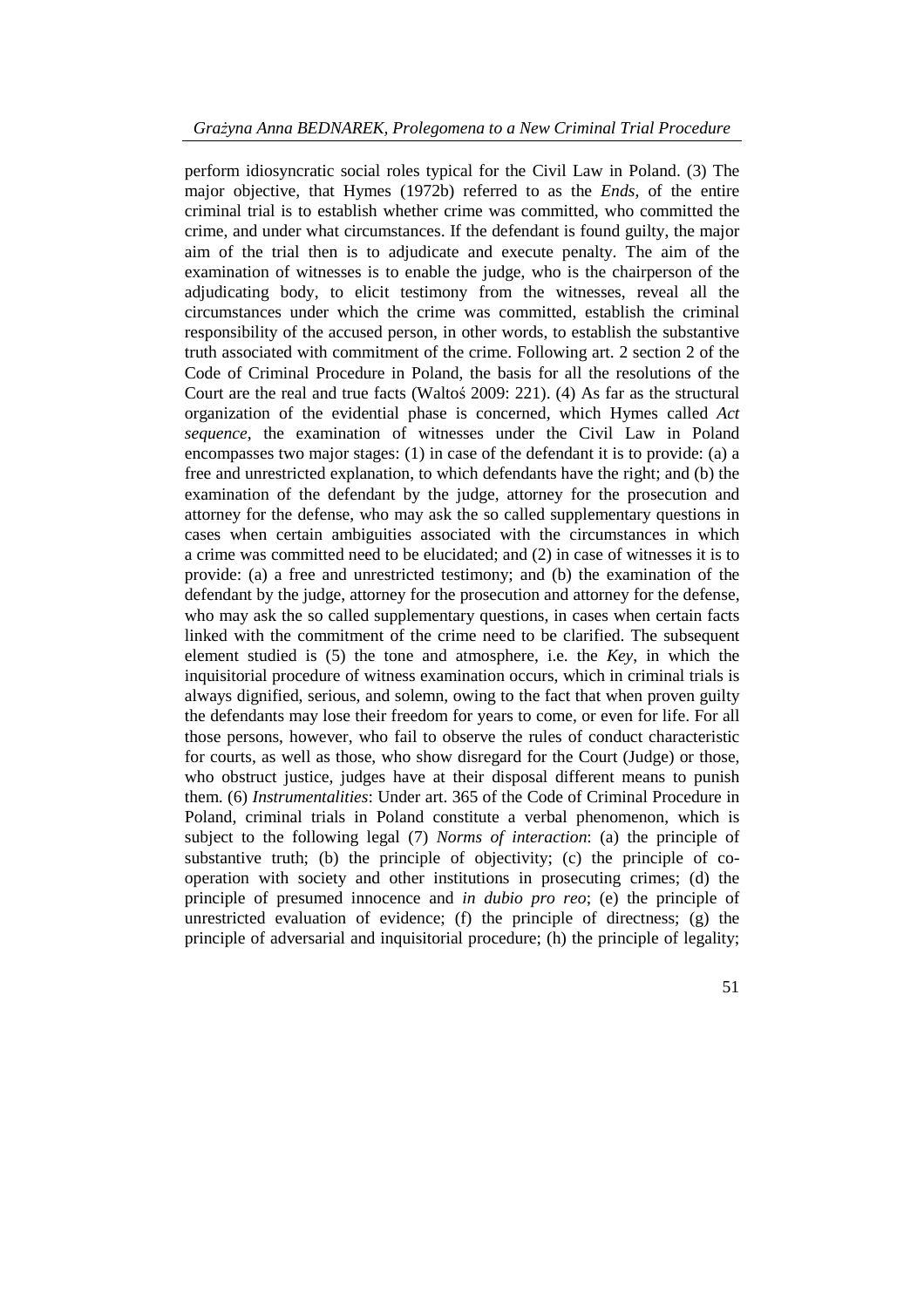perform idiosyncratic social roles typical for the Civil Law in Poland. (3) The major objective, that Hymes (1972b) referred to as the *Ends*, of the entire criminal trial is to establish whether crime was committed, who committed the crime, and under what circumstances. If the defendant is found guilty, the major aim of the trial then is to adjudicate and execute penalty. The aim of the examination of witnesses is to enable the judge, who is the chairperson of the adjudicating body, to elicit testimony from the witnesses, reveal all the circumstances under which the crime was committed, establish the criminal responsibility of the accused person, in other words, to establish the substantive truth associated with commitment of the crime. Following art. 2 section 2 of the Code of Criminal Procedure in Poland, the basis for all the resolutions of the Court are the real and true facts (Waltoś 2009: 221). (4) As far as the structural organization of the evidential phase is concerned, which Hymes called *Act sequence*, the examination of witnesses under the Civil Law in Poland encompasses two major stages: (1) in case of the defendant it is to provide: (a) a free and unrestricted explanation, to which defendants have the right; and (b) the examination of the defendant by the judge, attorney for the prosecution and attorney for the defense, who may ask the so called supplementary questions in cases when certain ambiguities associated with the circumstances in which a crime was committed need to be elucidated; and (2) in case of witnesses it is to provide: (a) a free and unrestricted testimony; and (b) the examination of the defendant by the judge, attorney for the prosecution and attorney for the defense, who may ask the so called supplementary questions, in cases when certain facts linked with the commitment of the crime need to be clarified. The subsequent element studied is (5) the tone and atmosphere, i.e. the *Key*, in which the inquisitorial procedure of witness examination occurs, which in criminal trials is always dignified, serious, and solemn, owing to the fact that when proven guilty the defendants may lose their freedom for years to come, or even for life. For all those persons, however, who fail to observe the rules of conduct characteristic for courts, as well as those, who show disregard for the Court (Judge) or those, who obstruct justice, judges have at their disposal different means to punish them. (6) *Instrumentalities*: Under art. 365 of the Code of Criminal Procedure in Poland, criminal trials in Poland constitute a verbal phenomenon, which is subject to the following legal (7) *Norms of interaction*: (a) the principle of substantive truth; (b) the principle of objectivity; (c) the principle of co-operation with society and other institutions in prosecuting crimes; (d) the principle of presumed innocence and *in dubio pro reo*; (e) the principle of unrestricted evaluation of evidence; (f) the principle of directness; (g) the principle of adversarial and inquisitorial procedure; (h) the principle of legality;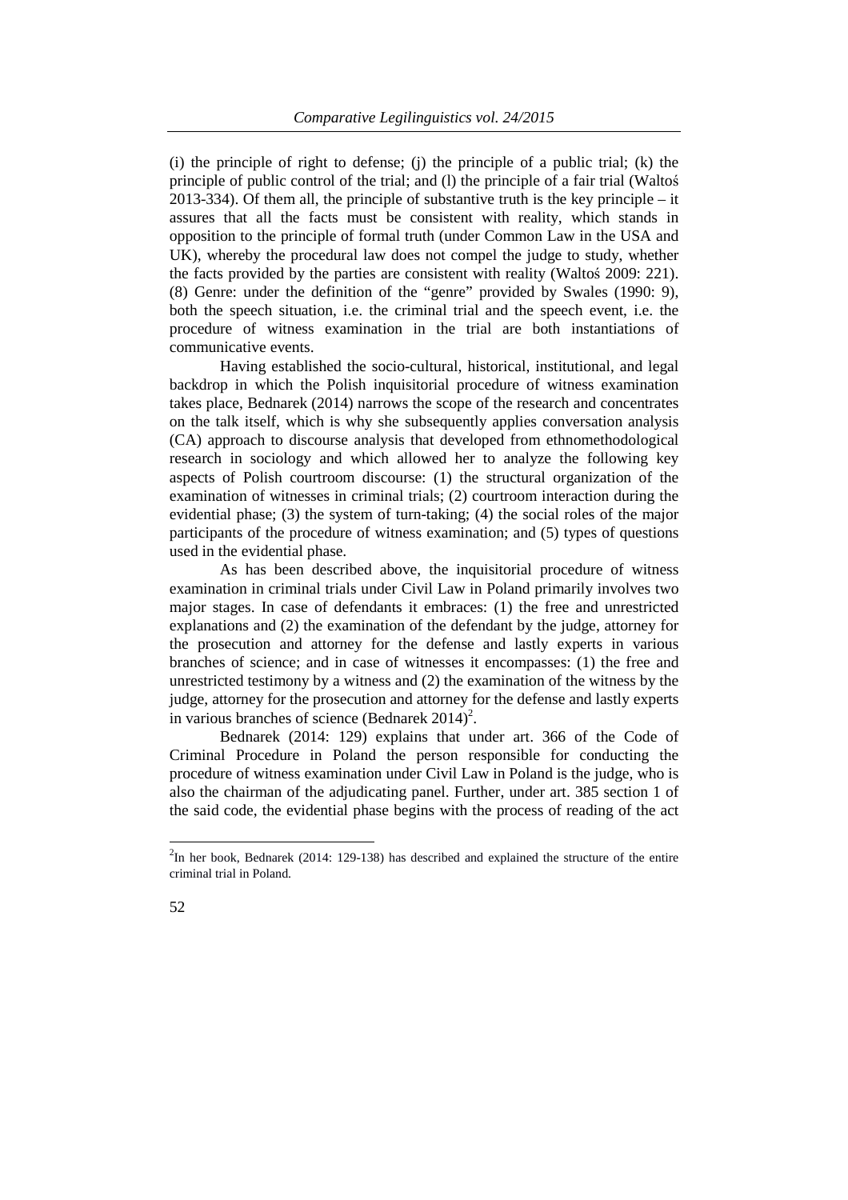(i) the principle of right to defense; (j) the principle of a public trial; (k) the principle of public control of the trial; and (l) the principle of a fair trial (Waltoś 2013-334). Of them all, the principle of substantive truth is the key principle – it assures that all the facts must be consistent with reality, which stands in opposition to the principle of formal truth (under Common Law in the USA and UK), whereby the procedural law does not compel the judge to study, whether the facts provided by the parties are consistent with reality (Waltoś 2009: 221). (8) Genre: under the definition of the "genre" provided by Swales (1990: 9), both the speech situation, i.e. the criminal trial and the speech event, i.e. the procedure of witness examination in the trial are both instantiations of communicative events.

Having established the socio-cultural, historical, institutional, and legal backdrop in which the Polish inquisitorial procedure of witness examination takes place, Bednarek (2014) narrows the scope of the research and concentrates on the talk itself, which is why she subsequently applies conversation analysis (CA) approach to discourse analysis that developed from ethnomethodological research in sociology and which allowed her to analyze the following key aspects of Polish courtroom discourse: (1) the structural organization of the examination of witnesses in criminal trials; (2) courtroom interaction during the evidential phase; (3) the system of turn-taking; (4) the social roles of the major participants of the procedure of witness examination; and (5) types of questions used in the evidential phase.

As has been described above, the inquisitorial procedure of witness examination in criminal trials under Civil Law in Poland primarily involves two major stages. In case of defendants it embraces: (1) the free and unrestricted explanations and (2) the examination of the defendant by the judge, attorney for the prosecution and attorney for the defense and lastly experts in various branches of science; and in case of witnesses it encompasses: (1) the free and unrestricted testimony by a witness and (2) the examination of the witness by the judge, attorney for the prosecution and attorney for the defense and lastly experts in various branches of science (Bednarek 2014)[2].

Bednarek (2014: 129) explains that under art. 366 of the Code of Criminal Procedure in Poland the person responsible for conducting the procedure of witness examination under Civil Law in Poland is the judge, who is also the chairman of the adjudicating panel. Further, under art. 385 section 1 of the said code, the evidential phase begins with the process of reading of the act

[2]In her book, Bednarek (2014: 129-138) has described and explained the structure of the entire criminal trial in Poland.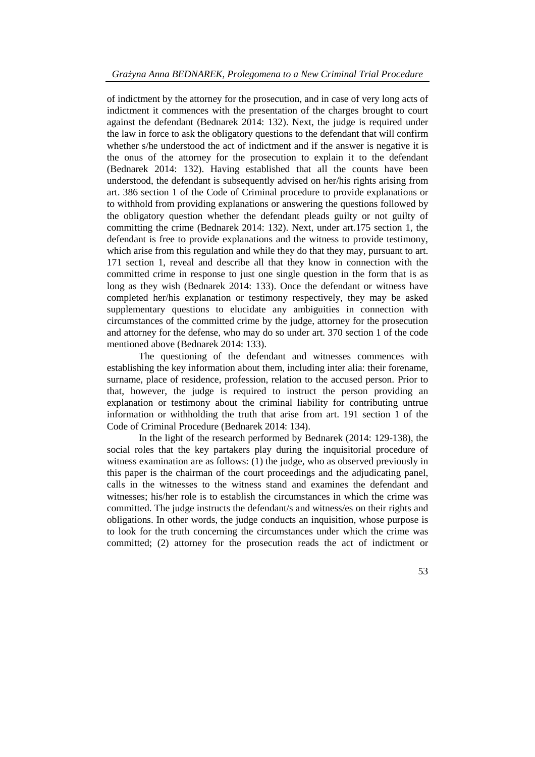of indictment by the attorney for the prosecution, and in case of very long acts of indictment it commences with the presentation of the charges brought to court against the defendant (Bednarek 2014: 132). Next, the judge is required under the law in force to ask the obligatory questions to the defendant that will confirm whether s/he understood the act of indictment and if the answer is negative it is the onus of the attorney for the prosecution to explain it to the defendant (Bednarek 2014: 132). Having established that all the counts have been understood, the defendant is subsequently advised on her/his rights arising from art. 386 section 1 of the Code of Criminal procedure to provide explanations or to withhold from providing explanations or answering the questions followed by the obligatory question whether the defendant pleads guilty or not guilty of committing the crime (Bednarek 2014: 132). Next, under art.175 section 1, the defendant is free to provide explanations and the witness to provide testimony, which arise from this regulation and while they do that they may, pursuant to art. 171 section 1, reveal and describe all that they know in connection with the committed crime in response to just one single question in the form that is as long as they wish (Bednarek 2014: 133). Once the defendant or witness have completed her/his explanation or testimony respectively, they may be asked supplementary questions to elucidate any ambiguities in connection with circumstances of the committed crime by the judge, attorney for the prosecution and attorney for the defense, who may do so under art. 370 section 1 of the code mentioned above (Bednarek 2014: 133).

The questioning of the defendant and witnesses commences with establishing the key information about them, including inter alia: their forename, surname, place of residence, profession, relation to the accused person. Prior to that, however, the judge is required to instruct the person providing an explanation or testimony about the criminal liability for contributing untrue information or withholding the truth that arise from art. 191 section 1 of the Code of Criminal Procedure (Bednarek 2014: 134).

In the light of the research performed by Bednarek (2014: 129-138), the social roles that the key partakers play during the inquisitorial procedure of witness examination are as follows: (1) the judge, who as observed previously in this paper is the chairman of the court proceedings and the adjudicating panel, calls in the witnesses to the witness stand and examines the defendant and witnesses; his/her role is to establish the circumstances in which the crime was committed. The judge instructs the defendant/s and witness/es on their rights and obligations. In other words, the judge conducts an inquisition, whose purpose is to look for the truth concerning the circumstances under which the crime was committed; (2) attorney for the prosecution reads the act of indictment or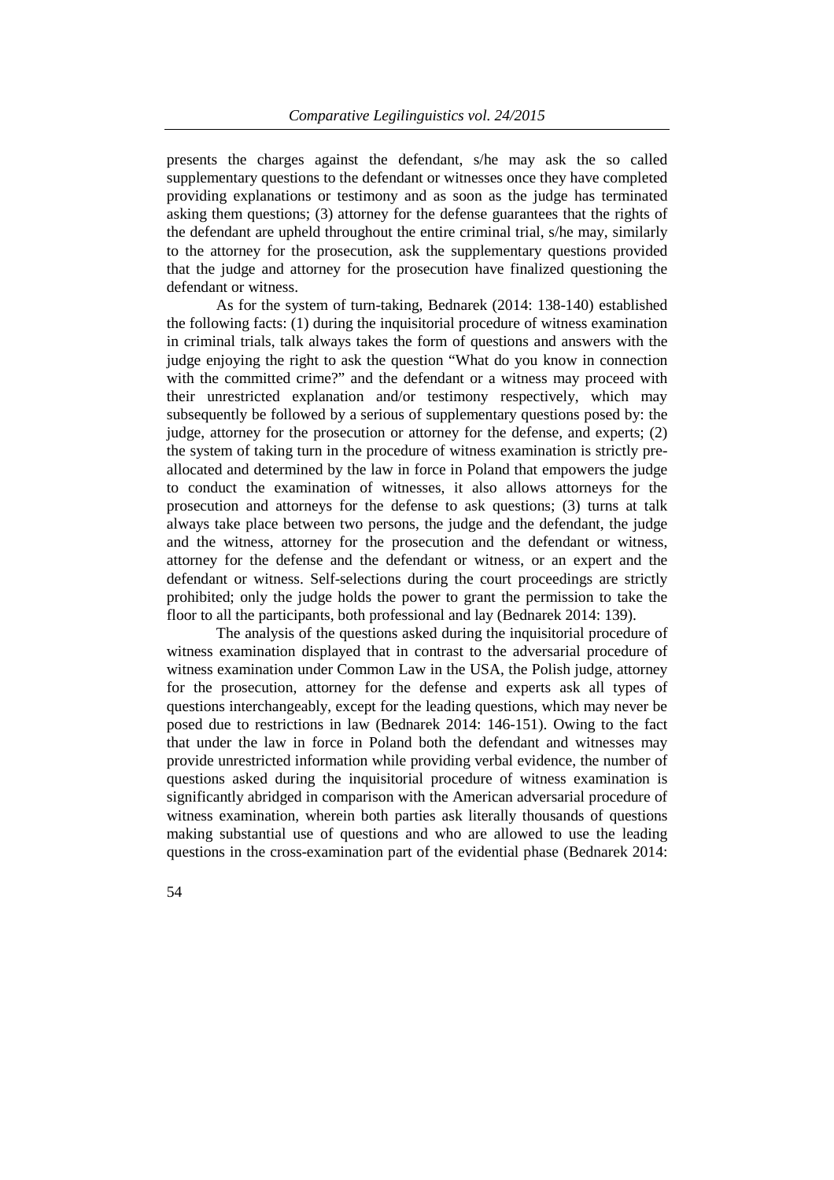presents the charges against the defendant, s/he may ask the so called supplementary questions to the defendant or witnesses once they have completed providing explanations or testimony and as soon as the judge has terminated asking them questions; (3) attorney for the defense guarantees that the rights of the defendant are upheld throughout the entire criminal trial, s/he may, similarly to the attorney for the prosecution, ask the supplementary questions provided that the judge and attorney for the prosecution have finalized questioning the defendant or witness.

As for the system of turn-taking, Bednarek (2014: 138-140) established the following facts: (1) during the inquisitorial procedure of witness examination in criminal trials, talk always takes the form of questions and answers with the judge enjoying the right to ask the question "What do you know in connection with the committed crime?" and the defendant or a witness may proceed with their unrestricted explanation and/or testimony respectively, which may subsequently be followed by a serious of supplementary questions posed by: the judge, attorney for the prosecution or attorney for the defense, and experts; (2) the system of taking turn in the procedure of witness examination is strictly pre-allocated and determined by the law in force in Poland that empowers the judge to conduct the examination of witnesses, it also allows attorneys for the prosecution and attorneys for the defense to ask questions; (3) turns at talk always take place between two persons, the judge and the defendant, the judge and the witness, attorney for the prosecution and the defendant or witness, attorney for the defense and the defendant or witness, or an expert and the defendant or witness. Self-selections during the court proceedings are strictly prohibited; only the judge holds the power to grant the permission to take the floor to all the participants, both professional and lay (Bednarek 2014: 139).

The analysis of the questions asked during the inquisitorial procedure of witness examination displayed that in contrast to the adversarial procedure of witness examination under Common Law in the USA, the Polish judge, attorney for the prosecution, attorney for the defense and experts ask all types of questions interchangeably, except for the leading questions, which may never be posed due to restrictions in law (Bednarek 2014: 146-151). Owing to the fact that under the law in force in Poland both the defendant and witnesses may provide unrestricted information while providing verbal evidence, the number of questions asked during the inquisitorial procedure of witness examination is significantly abridged in comparison with the American adversarial procedure of witness examination, wherein both parties ask literally thousands of questions making substantial use of questions and who are allowed to use the leading questions in the cross-examination part of the evidential phase (Bednarek 2014: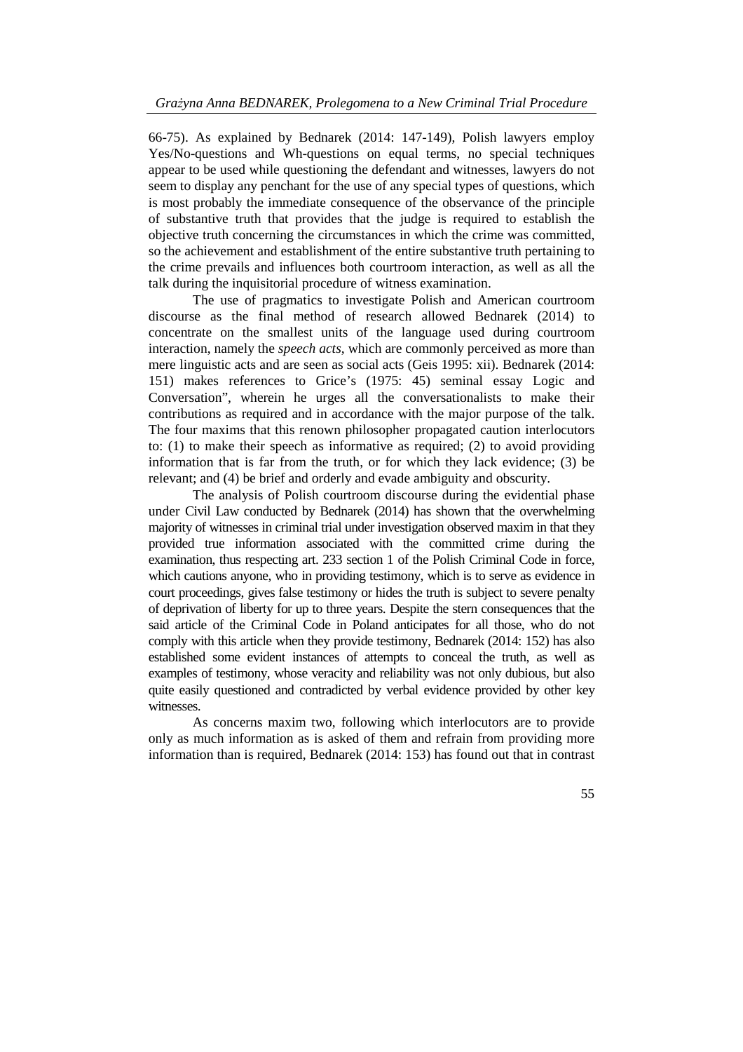66-75). As explained by Bednarek (2014: 147-149), Polish lawyers employ Yes/No-questions and Wh-questions on equal terms, no special techniques appear to be used while questioning the defendant and witnesses, lawyers do not seem to display any penchant for the use of any special types of questions, which is most probably the immediate consequence of the observance of the principle of substantive truth that provides that the judge is required to establish the objective truth concerning the circumstances in which the crime was committed, so the achievement and establishment of the entire substantive truth pertaining to the crime prevails and influences both courtroom interaction, as well as all the talk during the inquisitorial procedure of witness examination.

The use of pragmatics to investigate Polish and American courtroom discourse as the final method of research allowed Bednarek (2014) to concentrate on the smallest units of the language used during courtroom interaction, namely the *speech acts*, which are commonly perceived as more than mere linguistic acts and are seen as social acts (Geis 1995: xii). Bednarek (2014: 151) makes references to Grice's (1975: 45) seminal essay Logic and Conversation", wherein he urges all the conversationalists to make their contributions as required and in accordance with the major purpose of the talk. The four maxims that this renown philosopher propagated caution interlocutors to: (1) to make their speech as informative as required; (2) to avoid providing information that is far from the truth, or for which they lack evidence; (3) be relevant; and (4) be brief and orderly and evade ambiguity and obscurity.

The analysis of Polish courtroom discourse during the evidential phase under Civil Law conducted by Bednarek (2014) has shown that the overwhelming majority of witnesses in criminal trial under investigation observed maxim in that they provided true information associated with the committed crime during the examination, thus respecting art. 233 section 1 of the Polish Criminal Code in force, which cautions anyone, who in providing testimony, which is to serve as evidence in court proceedings, gives false testimony or hides the truth is subject to severe penalty of deprivation of liberty for up to three years. Despite the stern consequences that the said article of the Criminal Code in Poland anticipates for all those, who do not comply with this article when they provide testimony, Bednarek (2014: 152) has also established some evident instances of attempts to conceal the truth, as well as examples of testimony, whose veracity and reliability was not only dubious, but also quite easily questioned and contradicted by verbal evidence provided by other key witnesses.

As concerns maxim two, following which interlocutors are to provide only as much information as is asked of them and refrain from providing more information than is required, Bednarek (2014: 153) has found out that in contrast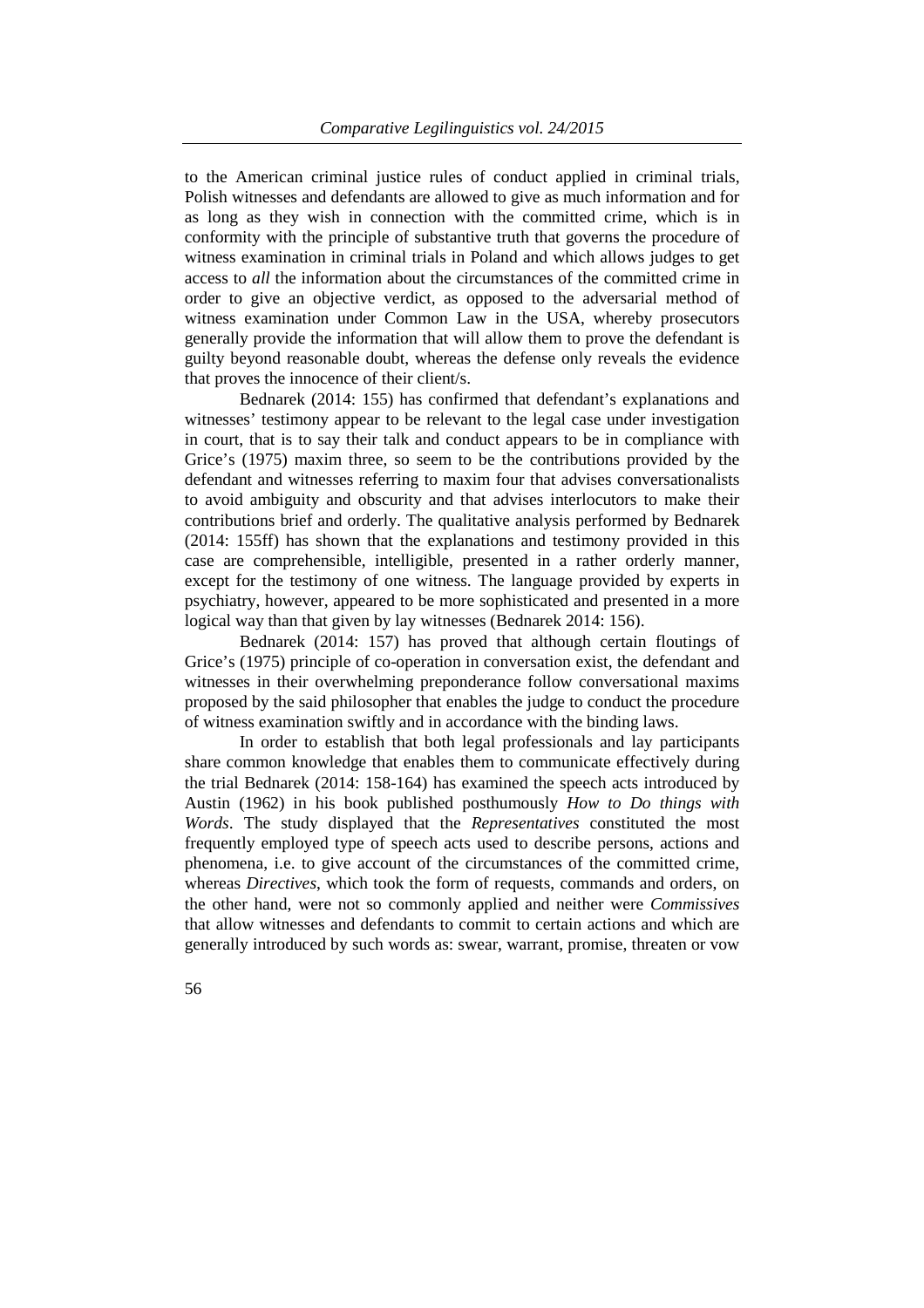to the American criminal justice rules of conduct applied in criminal trials, Polish witnesses and defendants are allowed to give as much information and for as long as they wish in connection with the committed crime, which is in conformity with the principle of substantive truth that governs the procedure of witness examination in criminal trials in Poland and which allows judges to get access to *all* the information about the circumstances of the committed crime in order to give an objective verdict, as opposed to the adversarial method of witness examination under Common Law in the USA, whereby prosecutors generally provide the information that will allow them to prove the defendant is guilty beyond reasonable doubt, whereas the defense only reveals the evidence that proves the innocence of their client/s.

Bednarek (2014: 155) has confirmed that defendant's explanations and witnesses' testimony appear to be relevant to the legal case under investigation in court, that is to say their talk and conduct appears to be in compliance with Grice's (1975) maxim three, so seem to be the contributions provided by the defendant and witnesses referring to maxim four that advises conversationalists to avoid ambiguity and obscurity and that advises interlocutors to make their contributions brief and orderly. The qualitative analysis performed by Bednarek (2014: 155ff) has shown that the explanations and testimony provided in this case are comprehensible, intelligible, presented in a rather orderly manner, except for the testimony of one witness. The language provided by experts in psychiatry, however, appeared to be more sophisticated and presented in a more logical way than that given by lay witnesses (Bednarek 2014: 156).

Bednarek (2014: 157) has proved that although certain floutings of Grice's (1975) principle of co-operation in conversation exist, the defendant and witnesses in their overwhelming preponderance follow conversational maxims proposed by the said philosopher that enables the judge to conduct the procedure of witness examination swiftly and in accordance with the binding laws.

In order to establish that both legal professionals and lay participants share common knowledge that enables them to communicate effectively during the trial Bednarek (2014: 158-164) has examined the speech acts introduced by Austin (1962) in his book published posthumously *How to Do things with Words*. The study displayed that the *Representatives* constituted the most frequently employed type of speech acts used to describe persons, actions and phenomena, i.e. to give account of the circumstances of the committed crime, whereas *Directives*, which took the form of requests, commands and orders, on the other hand, were not so commonly applied and neither were *Commissives* that allow witnesses and defendants to commit to certain actions and which are generally introduced by such words as: swear, warrant, promise, threaten or vow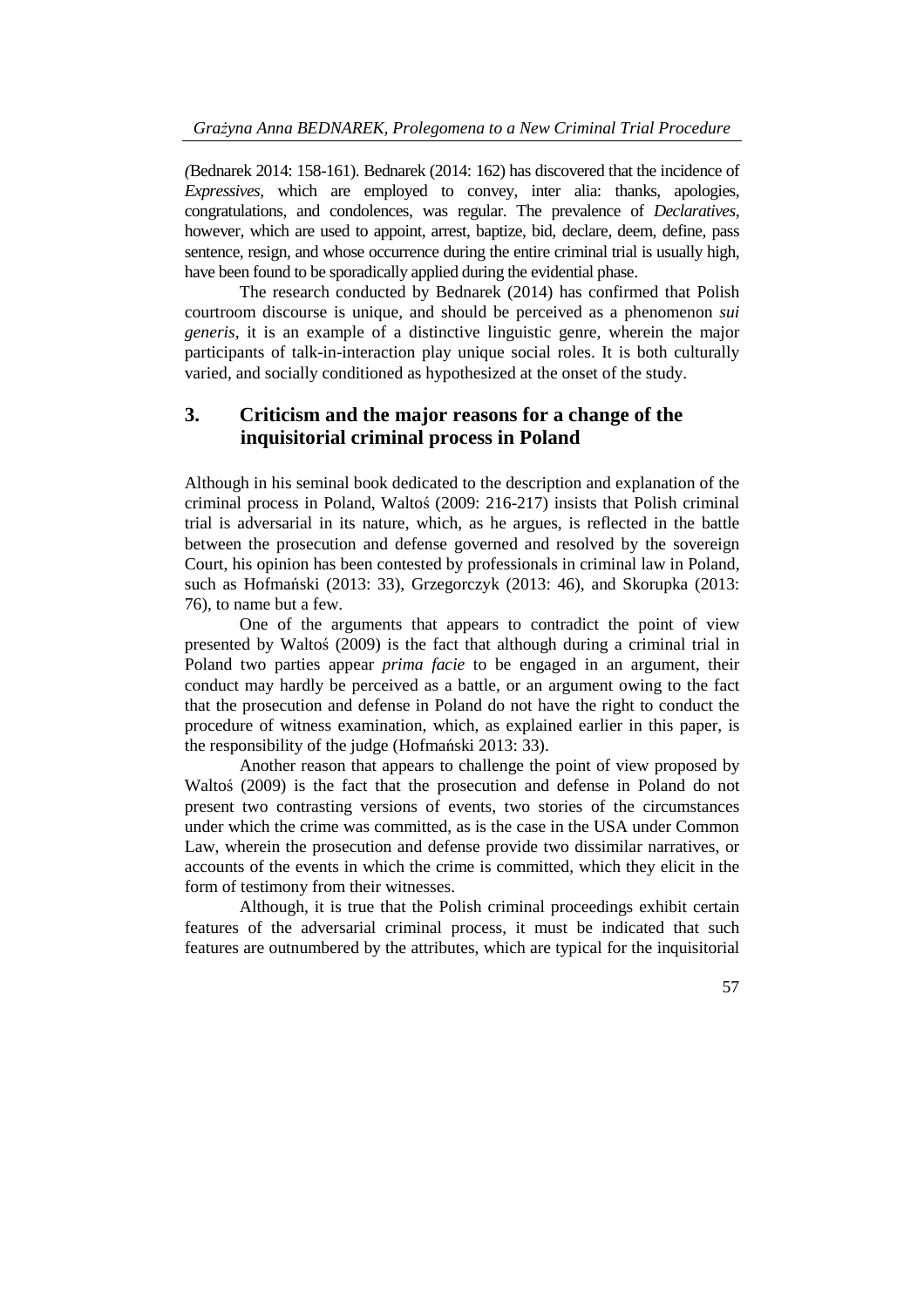*(*Bednarek 2014: 158-161). Bednarek (2014: 162) has discovered that the incidence of *Expressives*, which are employed to convey, inter alia: thanks, apologies, congratulations, and condolences, was regular. The prevalence of *Declaratives*, however, which are used to appoint, arrest, baptize, bid, declare, deem, define, pass sentence, resign, and whose occurrence during the entire criminal trial is usually high, have been found to be sporadically applied during the evidential phase.

The research conducted by Bednarek (2014) has confirmed that Polish courtroom discourse is unique, and should be perceived as a phenomenon *sui generis*, it is an example of a distinctive linguistic genre, wherein the major participants of talk-in-interaction play unique social roles. It is both culturally varied, and socially conditioned as hypothesized at the onset of the study.

## 3. Criticism and the major reasons for a change of the inquisitorial criminal process in Poland

Although in his seminal book dedicated to the description and explanation of the criminal process in Poland, Waltoś (2009: 216-217) insists that Polish criminal trial is adversarial in its nature, which, as he argues, is reflected in the battle between the prosecution and defense governed and resolved by the sovereign Court, his opinion has been contested by professionals in criminal law in Poland, such as Hofmański (2013: 33), Grzegorczyk (2013: 46), and Skorupka (2013: 76), to name but a few.

One of the arguments that appears to contradict the point of view presented by Waltoś (2009) is the fact that although during a criminal trial in Poland two parties appear *prima facie* to be engaged in an argument, their conduct may hardly be perceived as a battle, or an argument owing to the fact that the prosecution and defense in Poland do not have the right to conduct the procedure of witness examination, which, as explained earlier in this paper, is the responsibility of the judge (Hofmański 2013: 33).

Another reason that appears to challenge the point of view proposed by Waltoś (2009) is the fact that the prosecution and defense in Poland do not present two contrasting versions of events, two stories of the circumstances under which the crime was committed, as is the case in the USA under Common Law, wherein the prosecution and defense provide two dissimilar narratives, or accounts of the events in which the crime is committed, which they elicit in the form of testimony from their witnesses.

Although, it is true that the Polish criminal proceedings exhibit certain features of the adversarial criminal process, it must be indicated that such features are outnumbered by the attributes, which are typical for the inquisitorial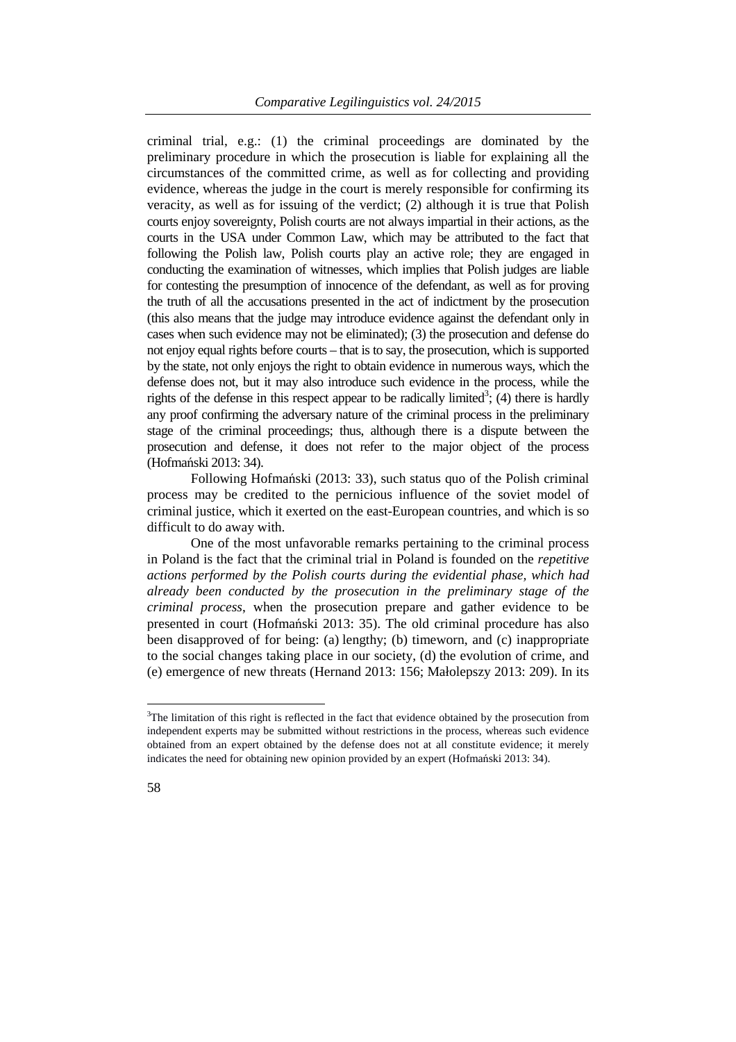criminal trial, e.g.: (1) the criminal proceedings are dominated by the preliminary procedure in which the prosecution is liable for explaining all the circumstances of the committed crime, as well as for collecting and providing evidence, whereas the judge in the court is merely responsible for confirming its veracity, as well as for issuing of the verdict; (2) although it is true that Polish courts enjoy sovereignty, Polish courts are not always impartial in their actions, as the courts in the USA under Common Law, which may be attributed to the fact that following the Polish law, Polish courts play an active role; they are engaged in conducting the examination of witnesses, which implies that Polish judges are liable for contesting the presumption of innocence of the defendant, as well as for proving the truth of all the accusations presented in the act of indictment by the prosecution (this also means that the judge may introduce evidence against the defendant only in cases when such evidence may not be eliminated); (3) the prosecution and defense do not enjoy equal rights before courts – that is to say, the prosecution, which is supported by the state, not only enjoys the right to obtain evidence in numerous ways, which the defense does not, but it may also introduce such evidence in the process, while the rights of the defense in this respect appear to be radically limited[3]; (4) there is hardly any proof confirming the adversary nature of the criminal process in the preliminary stage of the criminal proceedings; thus, although there is a dispute between the prosecution and defense, it does not refer to the major object of the process (Hofmański 2013: 34).

Following Hofmański (2013: 33), such status quo of the Polish criminal process may be credited to the pernicious influence of the soviet model of criminal justice, which it exerted on the east-European countries, and which is so difficult to do away with.

One of the most unfavorable remarks pertaining to the criminal process in Poland is the fact that the criminal trial in Poland is founded on the *repetitive actions performed by the Polish courts during the evidential phase, which had already been conducted by the prosecution in the preliminary stage of the criminal process*, when the prosecution prepare and gather evidence to be presented in court (Hofmański 2013: 35). The old criminal procedure has also been disapproved of for being: (a) lengthy; (b) timeworn, and (c) inappropriate to the social changes taking place in our society, (d) the evolution of crime, and (e) emergence of new threats (Hernand 2013: 156; Małolepszy 2013: 209). In its

---

[3] The limitation of this right is reflected in the fact that evidence obtained by the prosecution from independent experts may be submitted without restrictions in the process, whereas such evidence obtained from an expert obtained by the defense does not at all constitute evidence; it merely indicates the need for obtaining new opinion provided by an expert (Hofmański 2013: 34).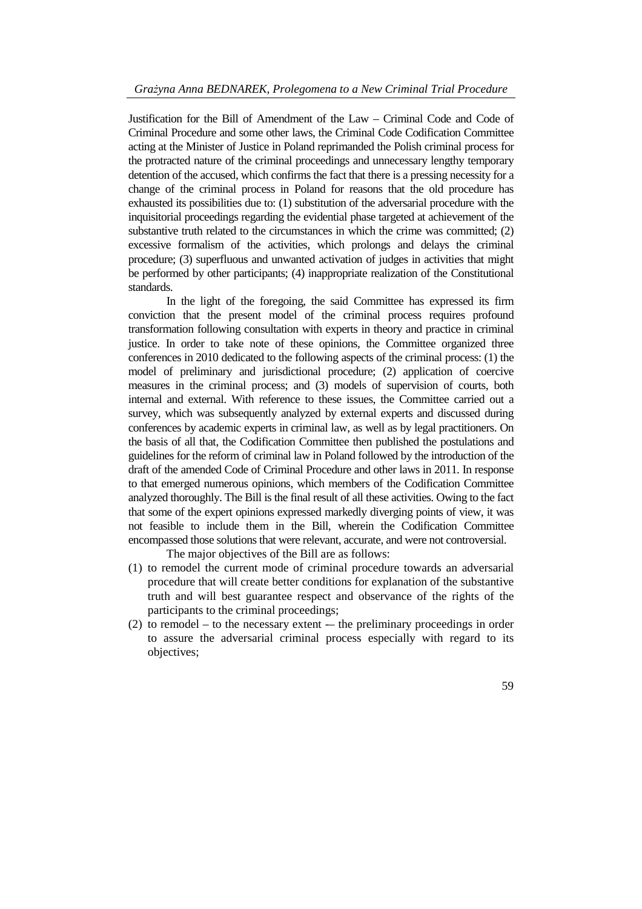Justification for the Bill of Amendment of the Law – Criminal Code and Code of Criminal Procedure and some other laws, the Criminal Code Codification Committee acting at the Minister of Justice in Poland reprimanded the Polish criminal process for the protracted nature of the criminal proceedings and unnecessary lengthy temporary detention of the accused, which confirms the fact that there is a pressing necessity for a change of the criminal process in Poland for reasons that the old procedure has exhausted its possibilities due to: (1) substitution of the adversarial procedure with the inquisitorial proceedings regarding the evidential phase targeted at achievement of the substantive truth related to the circumstances in which the crime was committed; (2) excessive formalism of the activities, which prolongs and delays the criminal procedure; (3) superfluous and unwanted activation of judges in activities that might be performed by other participants; (4) inappropriate realization of the Constitutional standards.

In the light of the foregoing, the said Committee has expressed its firm conviction that the present model of the criminal process requires profound transformation following consultation with experts in theory and practice in criminal justice. In order to take note of these opinions, the Committee organized three conferences in 2010 dedicated to the following aspects of the criminal process: (1) the model of preliminary and jurisdictional procedure; (2) application of coercive measures in the criminal process; and (3) models of supervision of courts, both internal and external. With reference to these issues, the Committee carried out a survey, which was subsequently analyzed by external experts and discussed during conferences by academic experts in criminal law, as well as by legal practitioners. On the basis of all that, the Codification Committee then published the postulations and guidelines for the reform of criminal law in Poland followed by the introduction of the draft of the amended Code of Criminal Procedure and other laws in 2011. In response to that emerged numerous opinions, which members of the Codification Committee analyzed thoroughly. The Bill is the final result of all these activities. Owing to the fact that some of the expert opinions expressed markedly diverging points of view, it was not feasible to include them in the Bill, wherein the Codification Committee encompassed those solutions that were relevant, accurate, and were not controversial.

The major objectives of the Bill are as follows:

(1) to remodel the current mode of criminal procedure towards an adversarial procedure that will create better conditions for explanation of the substantive truth and will best guarantee respect and observance of the rights of the participants to the criminal proceedings;
(2) to remodel – to the necessary extent — the preliminary proceedings in order to assure the adversarial criminal process especially with regard to its objectives;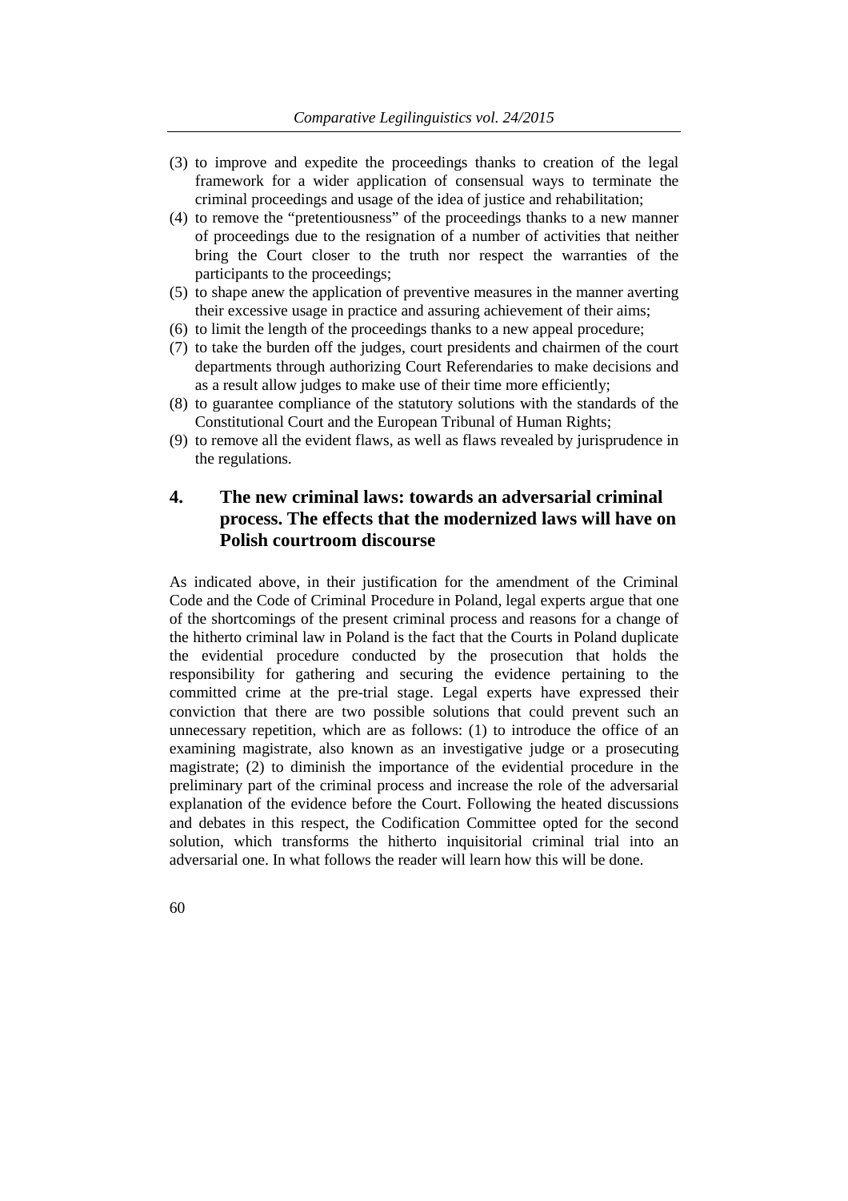(3) to improve and expedite the proceedings thanks to creation of the legal framework for a wider application of consensual ways to terminate the criminal proceedings and usage of the idea of justice and rehabilitation;
(4) to remove the "pretentiousness" of the proceedings thanks to a new manner of proceedings due to the resignation of a number of activities that neither bring the Court closer to the truth nor respect the warranties of the participants to the proceedings;
(5) to shape anew the application of preventive measures in the manner averting their excessive usage in practice and assuring achievement of their aims;
(6) to limit the length of the proceedings thanks to a new appeal procedure;
(7) to take the burden off the judges, court presidents and chairmen of the court departments through authorizing Court Referendaries to make decisions and as a result allow judges to make use of their time more efficiently;
(8) to guarantee compliance of the statutory solutions with the standards of the Constitutional Court and the European Tribunal of Human Rights;
(9) to remove all the evident flaws, as well as flaws revealed by jurisprudence in the regulations.

## 4. The new criminal laws: towards an adversarial criminal process. The effects that the modernized laws will have on Polish courtroom discourse

As indicated above, in their justification for the amendment of the Criminal Code and the Code of Criminal Procedure in Poland, legal experts argue that one of the shortcomings of the present criminal process and reasons for a change of the hitherto criminal law in Poland is the fact that the Courts in Poland duplicate the evidential procedure conducted by the prosecution that holds the responsibility for gathering and securing the evidence pertaining to the committed crime at the pre-trial stage. Legal experts have expressed their conviction that there are two possible solutions that could prevent such an unnecessary repetition, which are as follows: (1) to introduce the office of an examining magistrate, also known as an investigative judge or a prosecuting magistrate; (2) to diminish the importance of the evidential procedure in the preliminary part of the criminal process and increase the role of the adversarial explanation of the evidence before the Court. Following the heated discussions and debates in this respect, the Codification Committee opted for the second solution, which transforms the hitherto inquisitorial criminal trial into an adversarial one. In what follows the reader will learn how this will be done.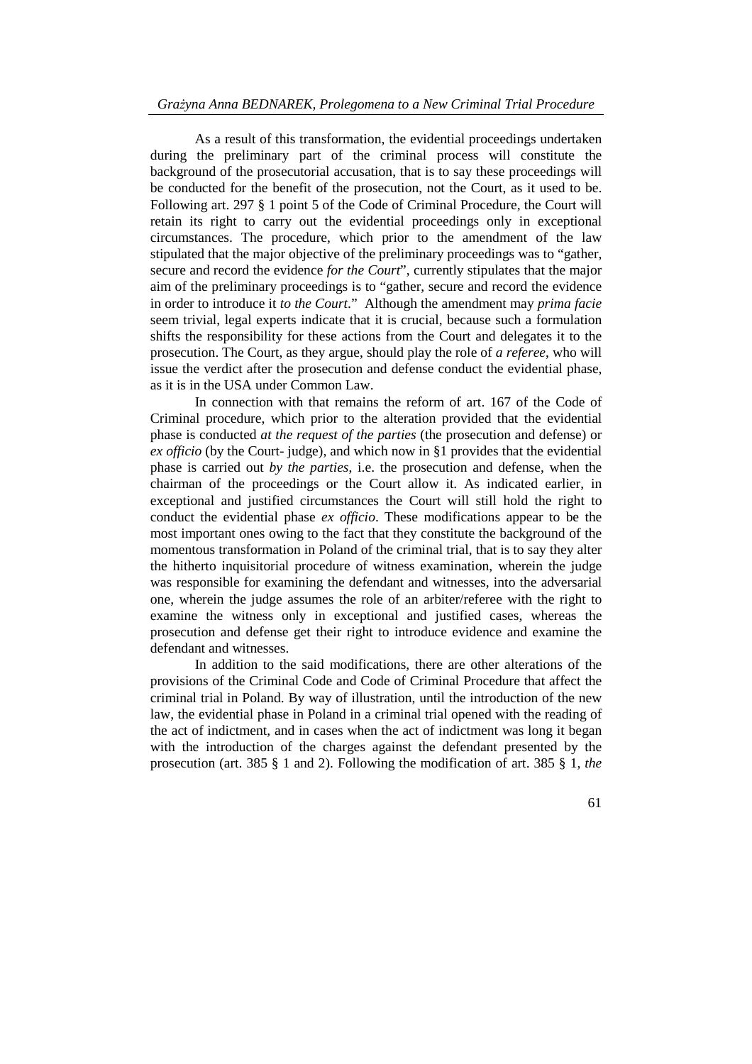As a result of this transformation, the evidential proceedings undertaken during the preliminary part of the criminal process will constitute the background of the prosecutorial accusation, that is to say these proceedings will be conducted for the benefit of the prosecution, not the Court, as it used to be. Following art. 297 § 1 point 5 of the Code of Criminal Procedure, the Court will retain its right to carry out the evidential proceedings only in exceptional circumstances. The procedure, which prior to the amendment of the law stipulated that the major objective of the preliminary proceedings was to "gather, secure and record the evidence *for the Court*", currently stipulates that the major aim of the preliminary proceedings is to "gather, secure and record the evidence in order to introduce it *to the Court*." Although the amendment may *prima facie* seem trivial, legal experts indicate that it is crucial, because such a formulation shifts the responsibility for these actions from the Court and delegates it to the prosecution. The Court, as they argue, should play the role of *a referee*, who will issue the verdict after the prosecution and defense conduct the evidential phase, as it is in the USA under Common Law.

In connection with that remains the reform of art. 167 of the Code of Criminal procedure, which prior to the alteration provided that the evidential phase is conducted *at the request of the parties* (the prosecution and defense) or *ex officio* (by the Court- judge), and which now in §1 provides that the evidential phase is carried out *by the parties*, i.e. the prosecution and defense, when the chairman of the proceedings or the Court allow it. As indicated earlier, in exceptional and justified circumstances the Court will still hold the right to conduct the evidential phase *ex officio*. These modifications appear to be the most important ones owing to the fact that they constitute the background of the momentous transformation in Poland of the criminal trial, that is to say they alter the hitherto inquisitorial procedure of witness examination, wherein the judge was responsible for examining the defendant and witnesses, into the adversarial one, wherein the judge assumes the role of an arbiter/referee with the right to examine the witness only in exceptional and justified cases, whereas the prosecution and defense get their right to introduce evidence and examine the defendant and witnesses.

In addition to the said modifications, there are other alterations of the provisions of the Criminal Code and Code of Criminal Procedure that affect the criminal trial in Poland. By way of illustration, until the introduction of the new law, the evidential phase in Poland in a criminal trial opened with the reading of the act of indictment, and in cases when the act of indictment was long it began with the introduction of the charges against the defendant presented by the prosecution (art. 385 § 1 and 2). Following the modification of art. 385 § 1, *the*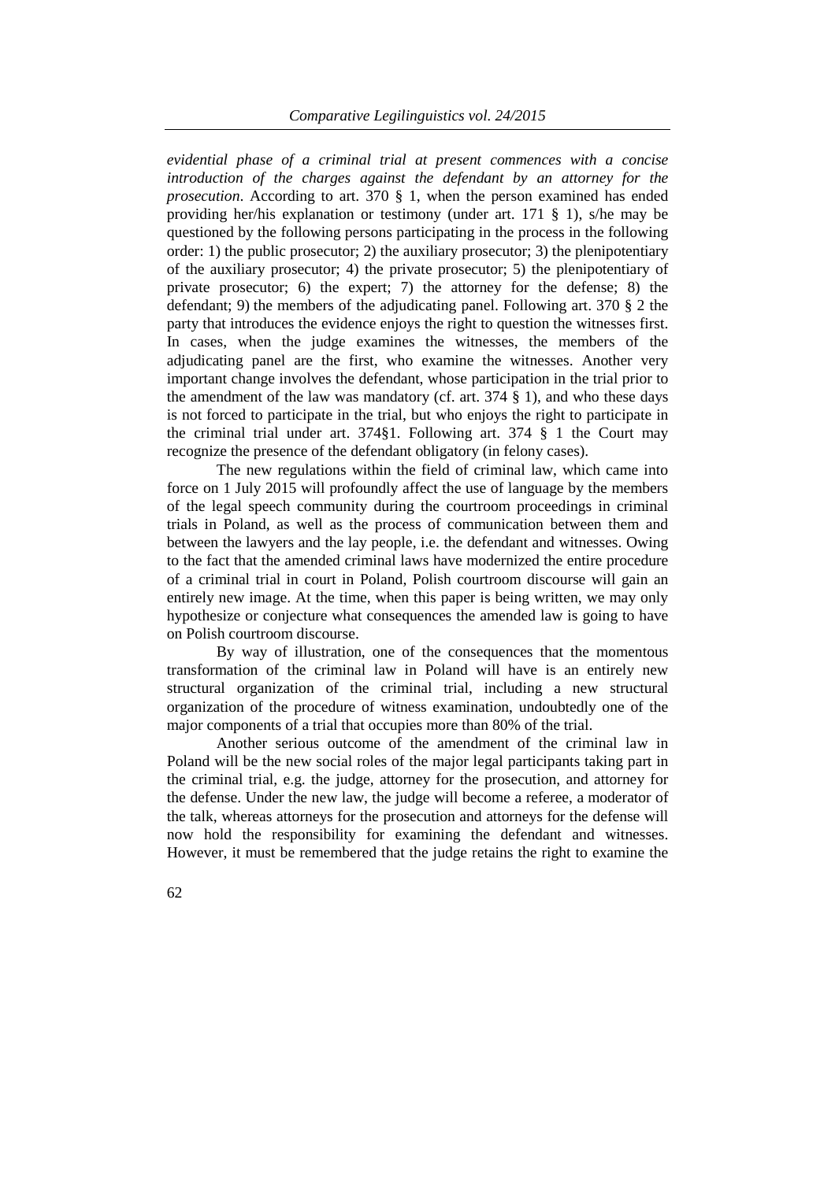*evidential phase of a criminal trial at present commences with a concise introduction of the charges against the defendant by an attorney for the prosecution*. According to art. 370 § 1, when the person examined has ended providing her/his explanation or testimony (under art. 171 § 1), s/he may be questioned by the following persons participating in the process in the following order: 1) the public prosecutor; 2) the auxiliary prosecutor; 3) the plenipotentiary of the auxiliary prosecutor; 4) the private prosecutor; 5) the plenipotentiary of private prosecutor; 6) the expert; 7) the attorney for the defense; 8) the defendant; 9) the members of the adjudicating panel. Following art. 370 § 2 the party that introduces the evidence enjoys the right to question the witnesses first. In cases, when the judge examines the witnesses, the members of the adjudicating panel are the first, who examine the witnesses. Another very important change involves the defendant, whose participation in the trial prior to the amendment of the law was mandatory (cf. art. 374 § 1), and who these days is not forced to participate in the trial, but who enjoys the right to participate in the criminal trial under art. 374§1. Following art. 374 § 1 the Court may recognize the presence of the defendant obligatory (in felony cases).

The new regulations within the field of criminal law, which came into force on 1 July 2015 will profoundly affect the use of language by the members of the legal speech community during the courtroom proceedings in criminal trials in Poland, as well as the process of communication between them and between the lawyers and the lay people, i.e. the defendant and witnesses. Owing to the fact that the amended criminal laws have modernized the entire procedure of a criminal trial in court in Poland, Polish courtroom discourse will gain an entirely new image. At the time, when this paper is being written, we may only hypothesize or conjecture what consequences the amended law is going to have on Polish courtroom discourse.

By way of illustration, one of the consequences that the momentous transformation of the criminal law in Poland will have is an entirely new structural organization of the criminal trial, including a new structural organization of the procedure of witness examination, undoubtedly one of the major components of a trial that occupies more than 80% of the trial.

Another serious outcome of the amendment of the criminal law in Poland will be the new social roles of the major legal participants taking part in the criminal trial, e.g. the judge, attorney for the prosecution, and attorney for the defense. Under the new law, the judge will become a referee, a moderator of the talk, whereas attorneys for the prosecution and attorneys for the defense will now hold the responsibility for examining the defendant and witnesses. However, it must be remembered that the judge retains the right to examine the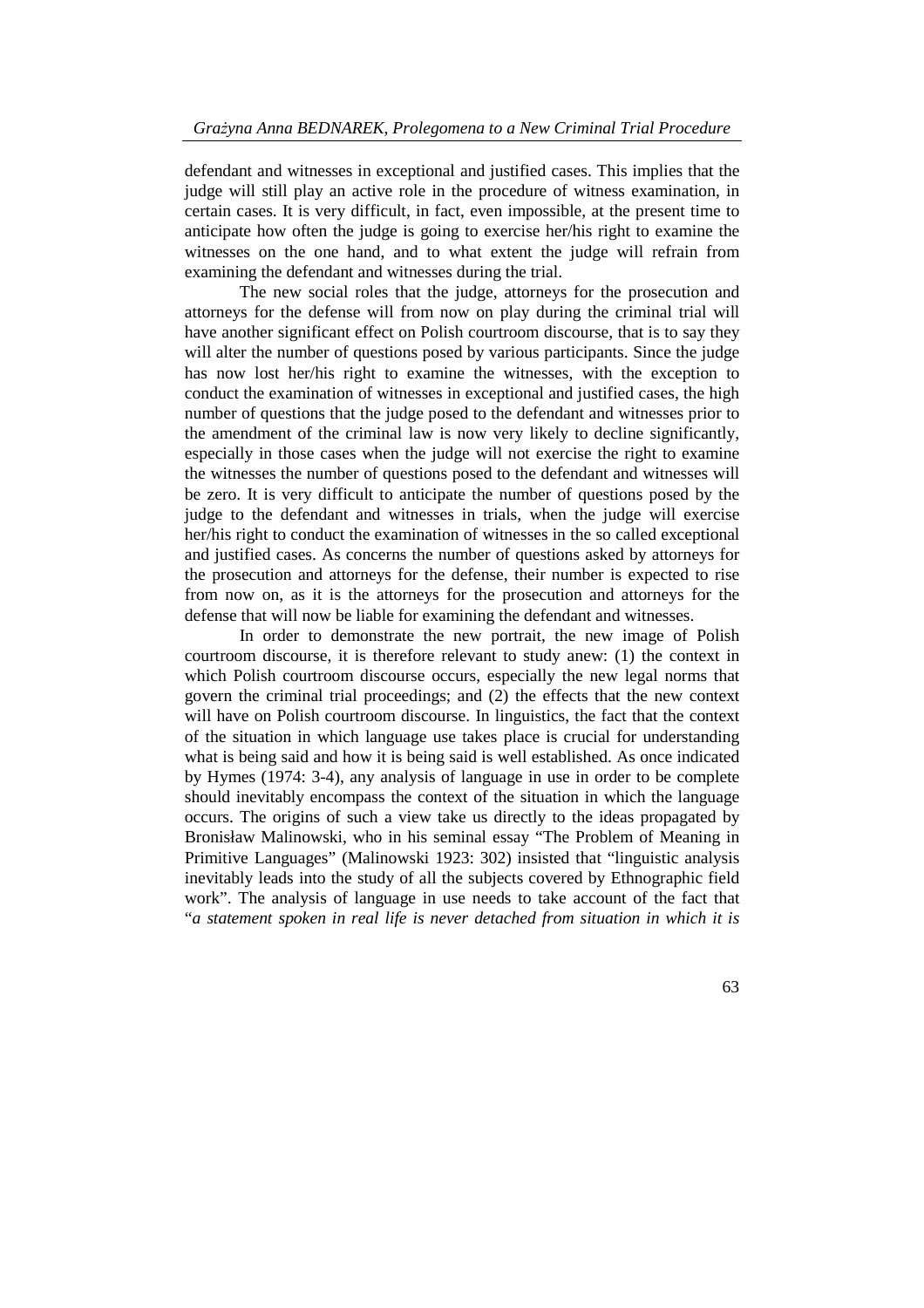defendant and witnesses in exceptional and justified cases. This implies that the judge will still play an active role in the procedure of witness examination, in certain cases. It is very difficult, in fact, even impossible, at the present time to anticipate how often the judge is going to exercise her/his right to examine the witnesses on the one hand, and to what extent the judge will refrain from examining the defendant and witnesses during the trial.

The new social roles that the judge, attorneys for the prosecution and attorneys for the defense will from now on play during the criminal trial will have another significant effect on Polish courtroom discourse, that is to say they will alter the number of questions posed by various participants. Since the judge has now lost her/his right to examine the witnesses, with the exception to conduct the examination of witnesses in exceptional and justified cases, the high number of questions that the judge posed to the defendant and witnesses prior to the amendment of the criminal law is now very likely to decline significantly, especially in those cases when the judge will not exercise the right to examine the witnesses the number of questions posed to the defendant and witnesses will be zero. It is very difficult to anticipate the number of questions posed by the judge to the defendant and witnesses in trials, when the judge will exercise her/his right to conduct the examination of witnesses in the so called exceptional and justified cases. As concerns the number of questions asked by attorneys for the prosecution and attorneys for the defense, their number is expected to rise from now on, as it is the attorneys for the prosecution and attorneys for the defense that will now be liable for examining the defendant and witnesses.

In order to demonstrate the new portrait, the new image of Polish courtroom discourse, it is therefore relevant to study anew: (1) the context in which Polish courtroom discourse occurs, especially the new legal norms that govern the criminal trial proceedings; and (2) the effects that the new context will have on Polish courtroom discourse. In linguistics, the fact that the context of the situation in which language use takes place is crucial for understanding what is being said and how it is being said is well established. As once indicated by Hymes (1974: 3-4), any analysis of language in use in order to be complete should inevitably encompass the context of the situation in which the language occurs. The origins of such a view take us directly to the ideas propagated by Bronisław Malinowski, who in his seminal essay "The Problem of Meaning in Primitive Languages" (Malinowski 1923: 302) insisted that "linguistic analysis inevitably leads into the study of all the subjects covered by Ethnographic field work". The analysis of language in use needs to take account of the fact that "*a statement spoken in real life is never detached from situation in which it is*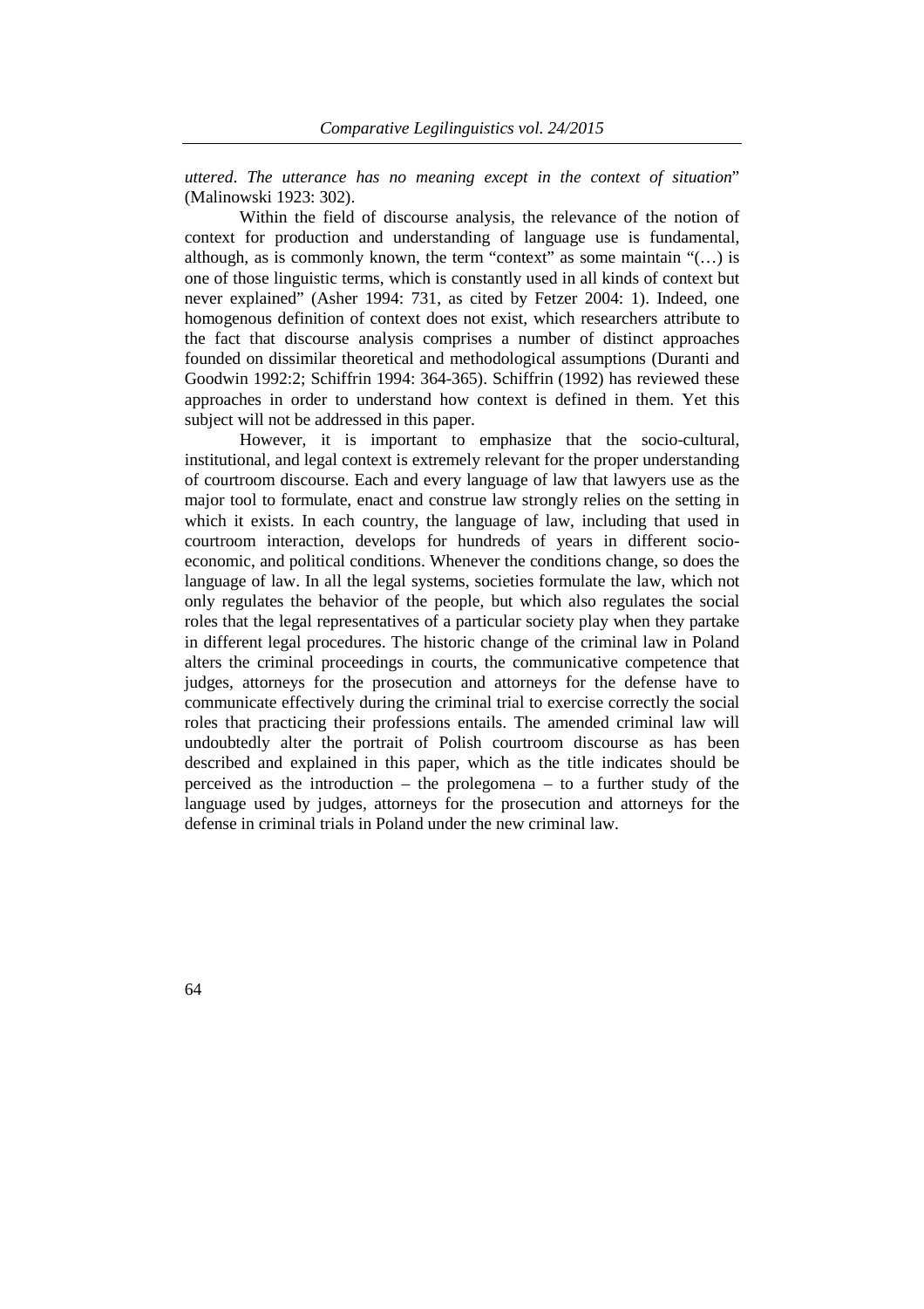*uttered. The utterance has no meaning except in the context of situation*" (Malinowski 1923: 302).

Within the field of discourse analysis, the relevance of the notion of context for production and understanding of language use is fundamental, although, as is commonly known, the term "context" as some maintain "(…) is one of those linguistic terms, which is constantly used in all kinds of context but never explained" (Asher 1994: 731, as cited by Fetzer 2004: 1). Indeed, one homogenous definition of context does not exist, which researchers attribute to the fact that discourse analysis comprises a number of distinct approaches founded on dissimilar theoretical and methodological assumptions (Duranti and Goodwin 1992:2; Schiffrin 1994: 364-365). Schiffrin (1992) has reviewed these approaches in order to understand how context is defined in them. Yet this subject will not be addressed in this paper.

However, it is important to emphasize that the socio-cultural, institutional, and legal context is extremely relevant for the proper understanding of courtroom discourse. Each and every language of law that lawyers use as the major tool to formulate, enact and construe law strongly relies on the setting in which it exists. In each country, the language of law, including that used in courtroom interaction, develops for hundreds of years in different socio-economic, and political conditions. Whenever the conditions change, so does the language of law. In all the legal systems, societies formulate the law, which not only regulates the behavior of the people, but which also regulates the social roles that the legal representatives of a particular society play when they partake in different legal procedures. The historic change of the criminal law in Poland alters the criminal proceedings in courts, the communicative competence that judges, attorneys for the prosecution and attorneys for the defense have to communicate effectively during the criminal trial to exercise correctly the social roles that practicing their professions entails. The amended criminal law will undoubtedly alter the portrait of Polish courtroom discourse as has been described and explained in this paper, which as the title indicates should be perceived as the introduction – the prolegomena – to a further study of the language used by judges, attorneys for the prosecution and attorneys for the defense in criminal trials in Poland under the new criminal law.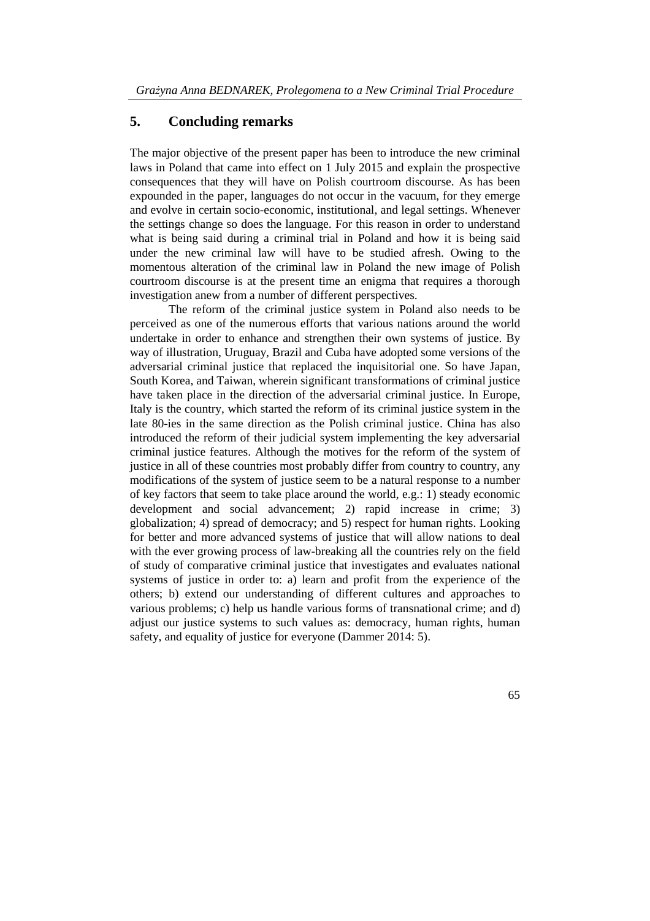## 5. Concluding remarks

The major objective of the present paper has been to introduce the new criminal laws in Poland that came into effect on 1 July 2015 and explain the prospective consequences that they will have on Polish courtroom discourse. As has been expounded in the paper, languages do not occur in the vacuum, for they emerge and evolve in certain socio-economic, institutional, and legal settings. Whenever the settings change so does the language. For this reason in order to understand what is being said during a criminal trial in Poland and how it is being said under the new criminal law will have to be studied afresh. Owing to the momentous alteration of the criminal law in Poland the new image of Polish courtroom discourse is at the present time an enigma that requires a thorough investigation anew from a number of different perspectives.

The reform of the criminal justice system in Poland also needs to be perceived as one of the numerous efforts that various nations around the world undertake in order to enhance and strengthen their own systems of justice. By way of illustration, Uruguay, Brazil and Cuba have adopted some versions of the adversarial criminal justice that replaced the inquisitorial one. So have Japan, South Korea, and Taiwan, wherein significant transformations of criminal justice have taken place in the direction of the adversarial criminal justice. In Europe, Italy is the country, which started the reform of its criminal justice system in the late 80-ies in the same direction as the Polish criminal justice. China has also introduced the reform of their judicial system implementing the key adversarial criminal justice features. Although the motives for the reform of the system of justice in all of these countries most probably differ from country to country, any modifications of the system of justice seem to be a natural response to a number of key factors that seem to take place around the world, e.g.: 1) steady economic development and social advancement; 2) rapid increase in crime; 3) globalization; 4) spread of democracy; and 5) respect for human rights. Looking for better and more advanced systems of justice that will allow nations to deal with the ever growing process of law-breaking all the countries rely on the field of study of comparative criminal justice that investigates and evaluates national systems of justice in order to: a) learn and profit from the experience of the others; b) extend our understanding of different cultures and approaches to various problems; c) help us handle various forms of transnational crime; and d) adjust our justice systems to such values as: democracy, human rights, human safety, and equality of justice for everyone (Dammer 2014: 5).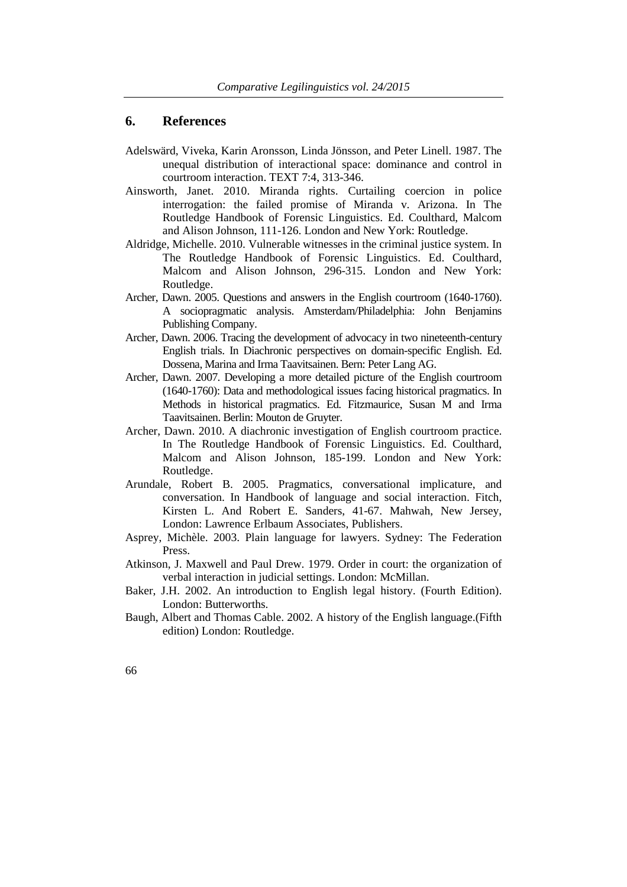## 6. References

Adelswärd, Viveka, Karin Aronsson, Linda Jönsson, and Peter Linell. 1987. The unequal distribution of interactional space: dominance and control in courtroom interaction. TEXT 7:4, 313-346.

Ainsworth, Janet. 2010. Miranda rights. Curtailing coercion in police interrogation: the failed promise of Miranda v. Arizona. In The Routledge Handbook of Forensic Linguistics. Ed. Coulthard, Malcom and Alison Johnson, 111-126. London and New York: Routledge.

Aldridge, Michelle. 2010. Vulnerable witnesses in the criminal justice system. In The Routledge Handbook of Forensic Linguistics. Ed. Coulthard, Malcom and Alison Johnson, 296-315. London and New York: Routledge.

Archer, Dawn. 2005. Questions and answers in the English courtroom (1640-1760). A sociopragmatic analysis. Amsterdam/Philadelphia: John Benjamins Publishing Company.

Archer, Dawn. 2006. Tracing the development of advocacy in two nineteenth-century English trials. In Diachronic perspectives on domain-specific English. Ed. Dossena, Marina and Irma Taavitsainen. Bern: Peter Lang AG.

Archer, Dawn. 2007. Developing a more detailed picture of the English courtroom (1640-1760): Data and methodological issues facing historical pragmatics. In Methods in historical pragmatics. Ed. Fitzmaurice, Susan M and Irma Taavitsainen. Berlin: Mouton de Gruyter.

Archer, Dawn. 2010. A diachronic investigation of English courtroom practice. In The Routledge Handbook of Forensic Linguistics. Ed. Coulthard, Malcom and Alison Johnson, 185-199. London and New York: Routledge.

Arundale, Robert B. 2005. Pragmatics, conversational implicature, and conversation. In Handbook of language and social interaction. Fitch, Kirsten L. And Robert E. Sanders, 41-67. Mahwah, New Jersey, London: Lawrence Erlbaum Associates, Publishers.

Asprey, Michèle. 2003. Plain language for lawyers. Sydney: The Federation Press.

Atkinson, J. Maxwell and Paul Drew. 1979. Order in court: the organization of verbal interaction in judicial settings. London: McMillan.

Baker, J.H. 2002. An introduction to English legal history. (Fourth Edition). London: Butterworths.

Baugh, Albert and Thomas Cable. 2002. A history of the English language.(Fifth edition) London: Routledge.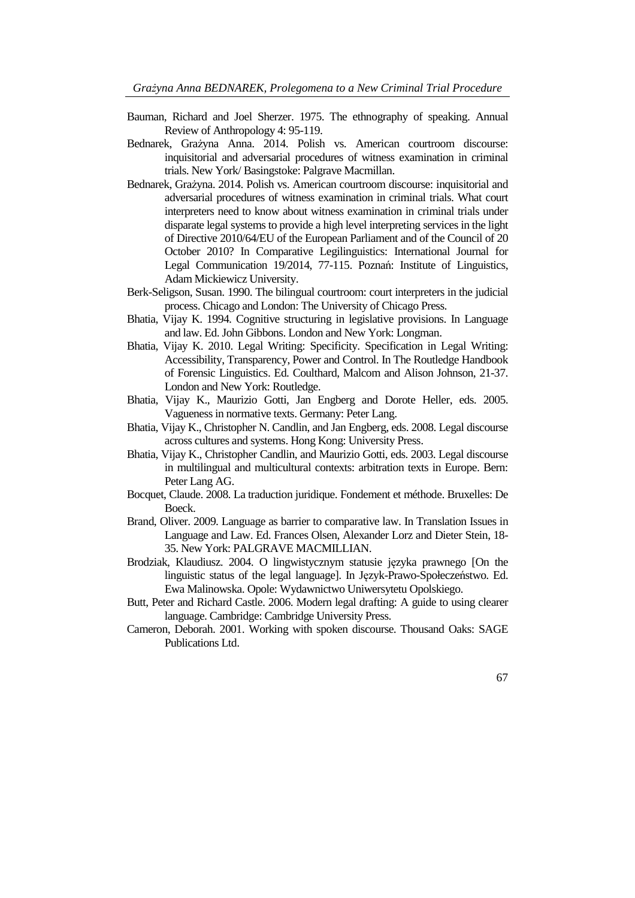Bauman, Richard and Joel Sherzer. 1975. The ethnography of speaking. Annual Review of Anthropology 4: 95-119.

Bednarek, Grażyna Anna. 2014. Polish vs. American courtroom discourse: inquisitorial and adversarial procedures of witness examination in criminal trials. New York/ Basingstoke: Palgrave Macmillan.

Bednarek, Grażyna. 2014. Polish vs. American courtroom discourse: inquisitorial and adversarial procedures of witness examination in criminal trials. What court interpreters need to know about witness examination in criminal trials under disparate legal systems to provide a high level interpreting services in the light of Directive 2010/64/EU of the European Parliament and of the Council of 20 October 2010? In Comparative Legilinguistics: International Journal for Legal Communication 19/2014, 77-115. Poznań: Institute of Linguistics, Adam Mickiewicz University.

Berk-Seligson, Susan. 1990. The bilingual courtroom: court interpreters in the judicial process. Chicago and London: The University of Chicago Press.

Bhatia, Vijay K. 1994. Cognitive structuring in legislative provisions. In Language and law. Ed. John Gibbons. London and New York: Longman.

Bhatia, Vijay K. 2010. Legal Writing: Specificity. Specification in Legal Writing: Accessibility, Transparency, Power and Control. In The Routledge Handbook of Forensic Linguistics. Ed. Coulthard, Malcom and Alison Johnson, 21-37. London and New York: Routledge.

Bhatia, Vijay K., Maurizio Gotti, Jan Engberg and Dorote Heller, eds. 2005. Vagueness in normative texts. Germany: Peter Lang.

Bhatia, Vijay K., Christopher N. Candlin, and Jan Engberg, eds. 2008. Legal discourse across cultures and systems. Hong Kong: University Press.

Bhatia, Vijay K., Christopher Candlin, and Maurizio Gotti, eds. 2003. Legal discourse in multilingual and multicultural contexts: arbitration texts in Europe. Bern: Peter Lang AG.

Bocquet, Claude. 2008. La traduction juridique. Fondement et méthode. Bruxelles: De Boeck.

Brand, Oliver. 2009. Language as barrier to comparative law. In Translation Issues in Language and Law. Ed. Frances Olsen, Alexander Lorz and Dieter Stein, 18-35. New York: PALGRAVE MACMILLIAN.

Brodziak, Klaudiusz. 2004. O lingwistycznym statusie języka prawnego [On the linguistic status of the legal language]. In Język-Prawo-Społeczeństwo. Ed. Ewa Malinowska. Opole: Wydawnictwo Uniwersytetu Opolskiego.

Butt, Peter and Richard Castle. 2006. Modern legal drafting: A guide to using clearer language. Cambridge: Cambridge University Press.

Cameron, Deborah. 2001. Working with spoken discourse. Thousand Oaks: SAGE Publications Ltd.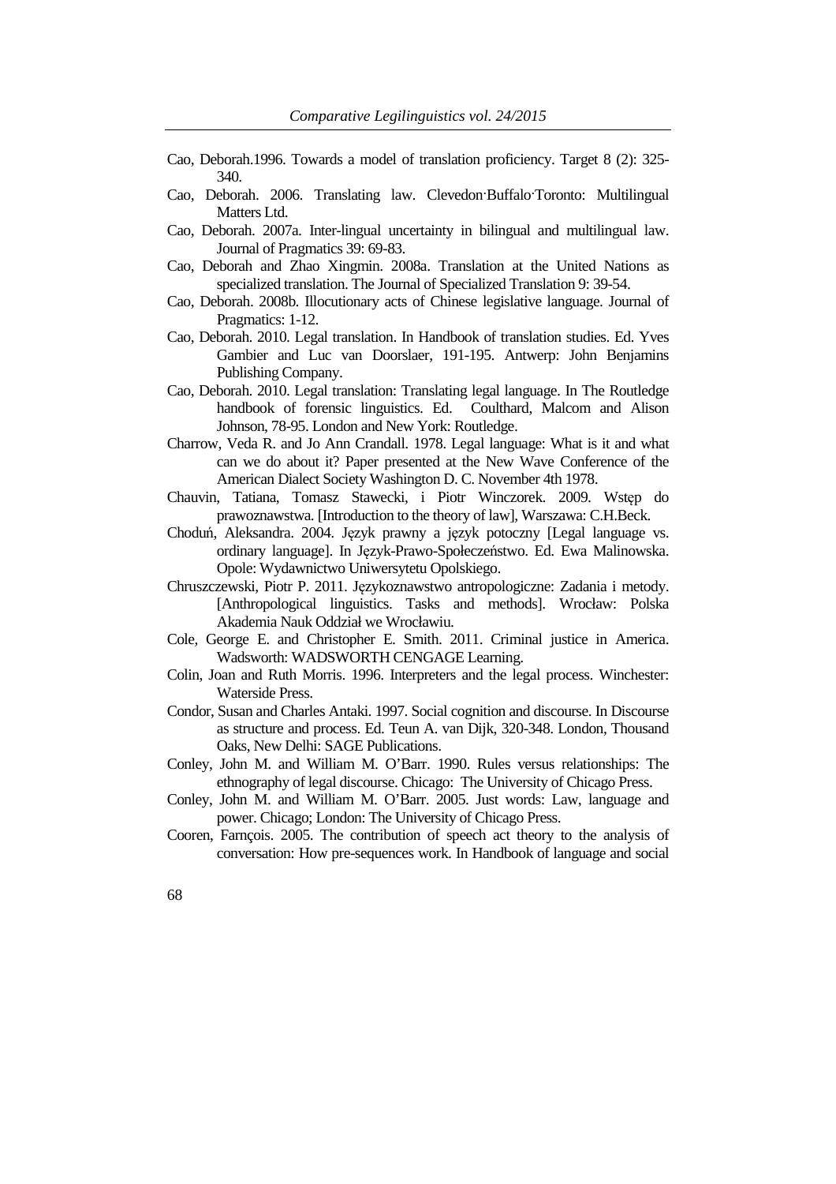Cao, Deborah.1996. Towards a model of translation proficiency. Target 8 (2): 325-340.

Cao, Deborah. 2006. Translating law. Clevedon·Buffalo·Toronto: Multilingual Matters Ltd.

Cao, Deborah. 2007a. Inter-lingual uncertainty in bilingual and multilingual law. Journal of Pragmatics 39: 69-83.

Cao, Deborah and Zhao Xingmin. 2008a. Translation at the United Nations as specialized translation. The Journal of Specialized Translation 9: 39-54.

Cao, Deborah. 2008b. Illocutionary acts of Chinese legislative language. Journal of Pragmatics: 1-12.

Cao, Deborah. 2010. Legal translation. In Handbook of translation studies. Ed. Yves Gambier and Luc van Doorslaer, 191-195. Antwerp: John Benjamins Publishing Company.

Cao, Deborah. 2010. Legal translation: Translating legal language. In The Routledge handbook of forensic linguistics. Ed. Coulthard, Malcom and Alison Johnson, 78-95. London and New York: Routledge.

Charrow, Veda R. and Jo Ann Crandall. 1978. Legal language: What is it and what can we do about it? Paper presented at the New Wave Conference of the American Dialect Society Washington D. C. November 4th 1978.

Chauvin, Tatiana, Tomasz Stawecki, i Piotr Winczorek. 2009. Wstęp do prawoznawstwa. [Introduction to the theory of law], Warszawa: C.H.Beck.

Choduń, Aleksandra. 2004. Język prawny a język potoczny [Legal language vs. ordinary language]. In Język-Prawo-Społeczeństwo. Ed. Ewa Malinowska. Opole: Wydawnictwo Uniwersytetu Opolskiego.

Chruszczewski, Piotr P. 2011. Językoznawstwo antropologiczne: Zadania i metody. [Anthropological linguistics. Tasks and methods]. Wrocław: Polska Akademia Nauk Oddział we Wrocławiu.

Cole, George E. and Christopher E. Smith. 2011. Criminal justice in America. Wadsworth: WADSWORTH CENGAGE Learning.

Colin, Joan and Ruth Morris. 1996. Interpreters and the legal process. Winchester: Waterside Press.

Condor, Susan and Charles Antaki. 1997. Social cognition and discourse. In Discourse as structure and process. Ed. Teun A. van Dijk, 320-348. London, Thousand Oaks, New Delhi: SAGE Publications.

Conley, John M. and William M. O'Barr. 1990. Rules versus relationships: The ethnography of legal discourse. Chicago: The University of Chicago Press.

Conley, John M. and William M. O'Barr. 2005. Just words: Law, language and power. Chicago; London: The University of Chicago Press.

Cooren, Farnçois. 2005. The contribution of speech act theory to the analysis of conversation: How pre-sequences work. In Handbook of language and social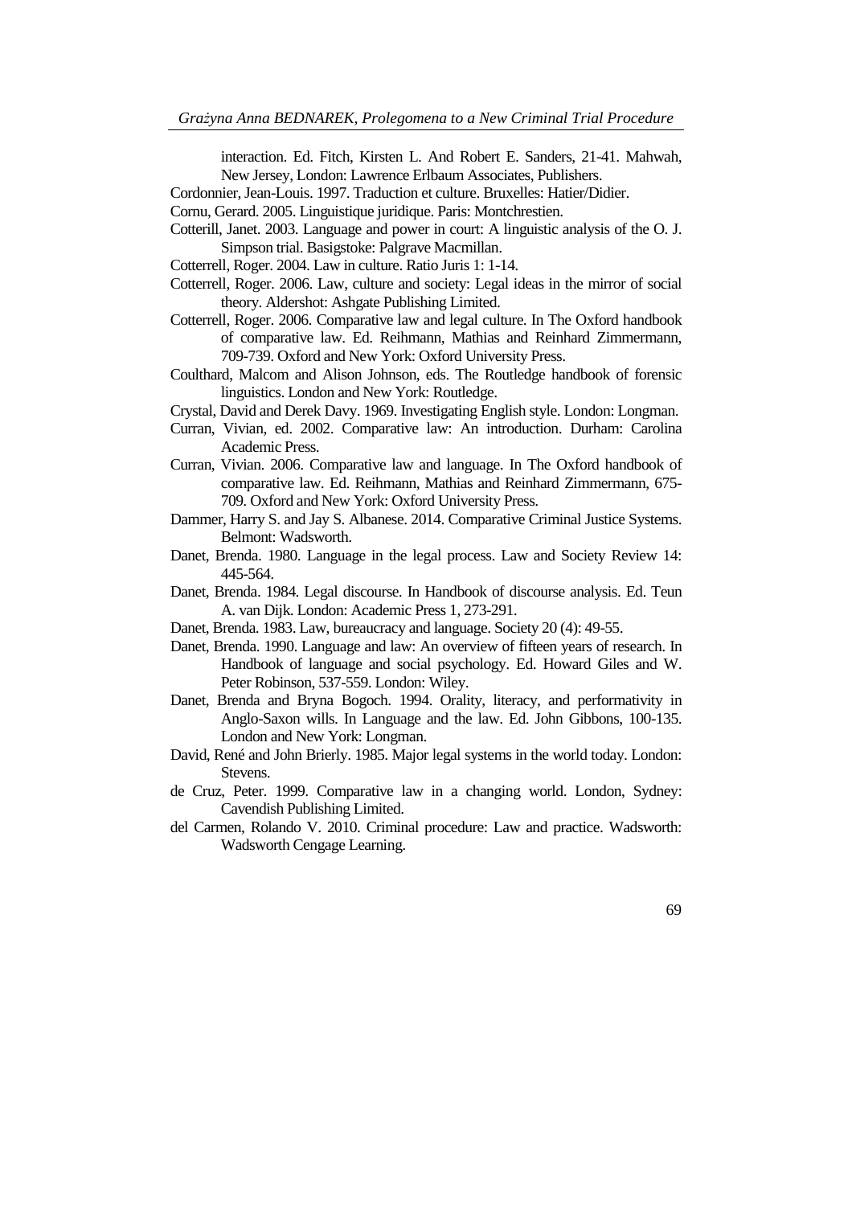interaction. Ed. Fitch, Kirsten L. And Robert E. Sanders, 21-41. Mahwah, New Jersey, London: Lawrence Erlbaum Associates, Publishers.

Cordonnier, Jean-Louis. 1997. Traduction et culture. Bruxelles: Hatier/Didier.

Cornu, Gerard. 2005. Linguistique juridique. Paris: Montchrestien.

Cotterill, Janet. 2003. Language and power in court: A linguistic analysis of the O. J. Simpson trial. Basigstoke: Palgrave Macmillan.

Cotterrell, Roger. 2004. Law in culture. Ratio Juris 1: 1-14.

Cotterrell, Roger. 2006. Law, culture and society: Legal ideas in the mirror of social theory. Aldershot: Ashgate Publishing Limited.

Cotterrell, Roger. 2006. Comparative law and legal culture. In The Oxford handbook of comparative law. Ed. Reihmann, Mathias and Reinhard Zimmermann, 709-739. Oxford and New York: Oxford University Press.

Coulthard, Malcom and Alison Johnson, eds. The Routledge handbook of forensic linguistics. London and New York: Routledge.

Crystal, David and Derek Davy. 1969. Investigating English style. London: Longman.

Curran, Vivian, ed. 2002. Comparative law: An introduction. Durham: Carolina Academic Press.

Curran, Vivian. 2006. Comparative law and language. In The Oxford handbook of comparative law. Ed. Reihmann, Mathias and Reinhard Zimmermann, 675-709. Oxford and New York: Oxford University Press.

Dammer, Harry S. and Jay S. Albanese. 2014. Comparative Criminal Justice Systems. Belmont: Wadsworth.

Danet, Brenda. 1980. Language in the legal process. Law and Society Review 14: 445-564.

Danet, Brenda. 1984. Legal discourse. In Handbook of discourse analysis. Ed. Teun A. van Dijk. London: Academic Press 1, 273-291.

Danet, Brenda. 1983. Law, bureaucracy and language. Society 20 (4): 49-55.

Danet, Brenda. 1990. Language and law: An overview of fifteen years of research. In Handbook of language and social psychology. Ed. Howard Giles and W. Peter Robinson, 537-559. London: Wiley.

Danet, Brenda and Bryna Bogoch. 1994. Orality, literacy, and performativity in Anglo-Saxon wills. In Language and the law. Ed. John Gibbons, 100-135. London and New York: Longman.

David, René and John Brierly. 1985. Major legal systems in the world today. London: Stevens.

de Cruz, Peter. 1999. Comparative law in a changing world. London, Sydney: Cavendish Publishing Limited.

del Carmen, Rolando V. 2010. Criminal procedure: Law and practice. Wadsworth: Wadsworth Cengage Learning.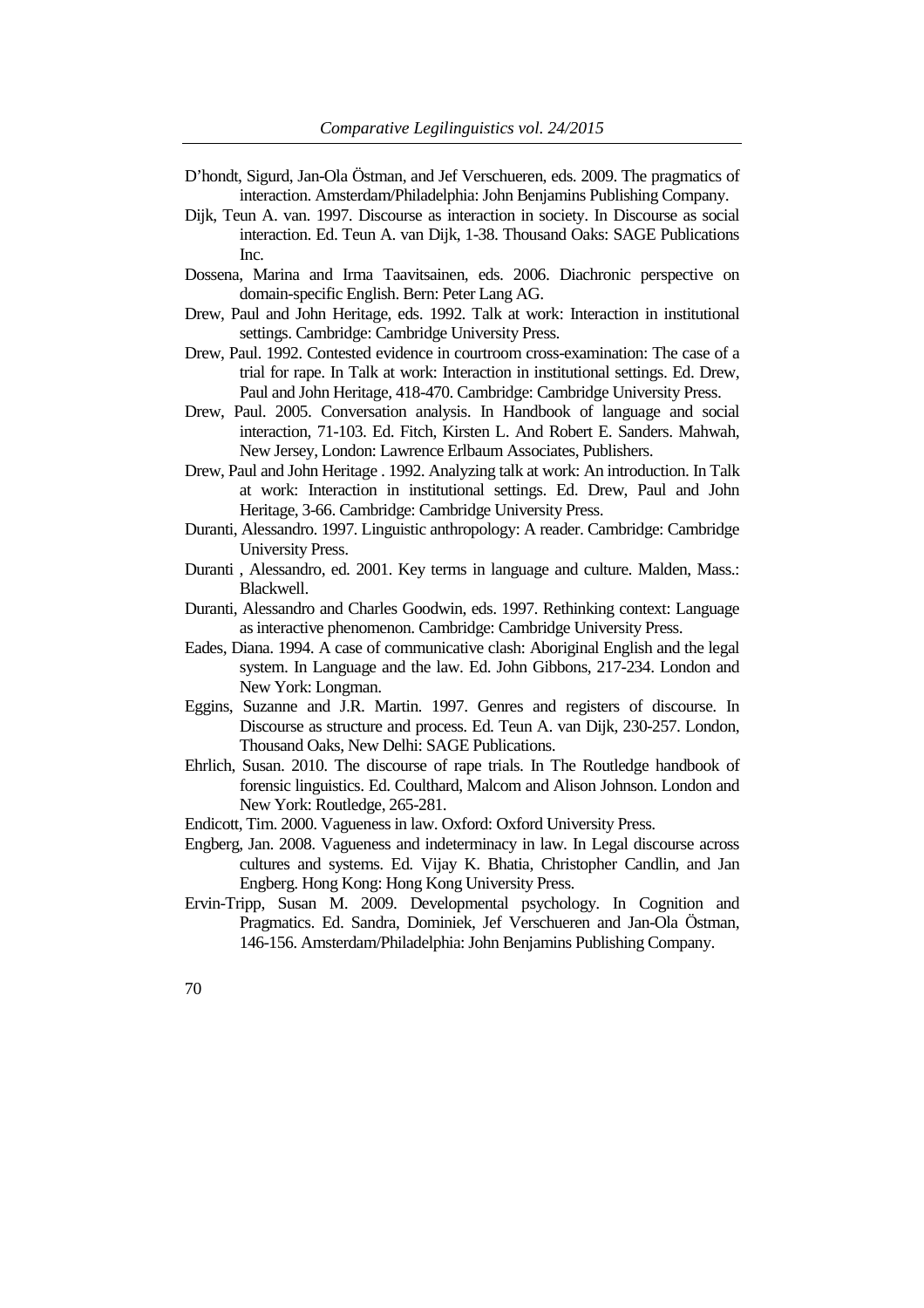D'hondt, Sigurd, Jan-Ola Östman, and Jef Verschueren, eds. 2009. The pragmatics of interaction. Amsterdam/Philadelphia: John Benjamins Publishing Company.

Dijk, Teun A. van. 1997. Discourse as interaction in society. In Discourse as social interaction. Ed. Teun A. van Dijk, 1-38. Thousand Oaks: SAGE Publications Inc.

Dossena, Marina and Irma Taavitsainen, eds. 2006. Diachronic perspective on domain-specific English. Bern: Peter Lang AG.

Drew, Paul and John Heritage, eds. 1992. Talk at work: Interaction in institutional settings. Cambridge: Cambridge University Press.

Drew, Paul. 1992. Contested evidence in courtroom cross-examination: The case of a trial for rape. In Talk at work: Interaction in institutional settings. Ed. Drew, Paul and John Heritage, 418-470. Cambridge: Cambridge University Press.

Drew, Paul. 2005. Conversation analysis. In Handbook of language and social interaction, 71-103. Ed. Fitch, Kirsten L. And Robert E. Sanders. Mahwah, New Jersey, London: Lawrence Erlbaum Associates, Publishers.

Drew, Paul and John Heritage . 1992. Analyzing talk at work: An introduction. In Talk at work: Interaction in institutional settings. Ed. Drew, Paul and John Heritage, 3-66. Cambridge: Cambridge University Press.

Duranti, Alessandro. 1997. Linguistic anthropology: A reader. Cambridge: Cambridge University Press.

Duranti , Alessandro, ed. 2001. Key terms in language and culture. Malden, Mass.: Blackwell.

Duranti, Alessandro and Charles Goodwin, eds. 1997. Rethinking context: Language as interactive phenomenon. Cambridge: Cambridge University Press.

Eades, Diana. 1994. A case of communicative clash: Aboriginal English and the legal system. In Language and the law. Ed. John Gibbons, 217-234. London and New York: Longman.

Eggins, Suzanne and J.R. Martin. 1997. Genres and registers of discourse. In Discourse as structure and process. Ed. Teun A. van Dijk, 230-257. London, Thousand Oaks, New Delhi: SAGE Publications.

Ehrlich, Susan. 2010. The discourse of rape trials. In The Routledge handbook of forensic linguistics. Ed. Coulthard, Malcom and Alison Johnson. London and New York: Routledge, 265-281.

Endicott, Tim. 2000. Vagueness in law. Oxford: Oxford University Press.

Engberg, Jan. 2008. Vagueness and indeterminacy in law. In Legal discourse across cultures and systems. Ed. Vijay K. Bhatia, Christopher Candlin, and Jan Engberg. Hong Kong: Hong Kong University Press.

Ervin-Tripp, Susan M. 2009. Developmental psychology. In Cognition and Pragmatics. Ed. Sandra, Dominiek, Jef Verschueren and Jan-Ola Östman, 146-156. Amsterdam/Philadelphia: John Benjamins Publishing Company.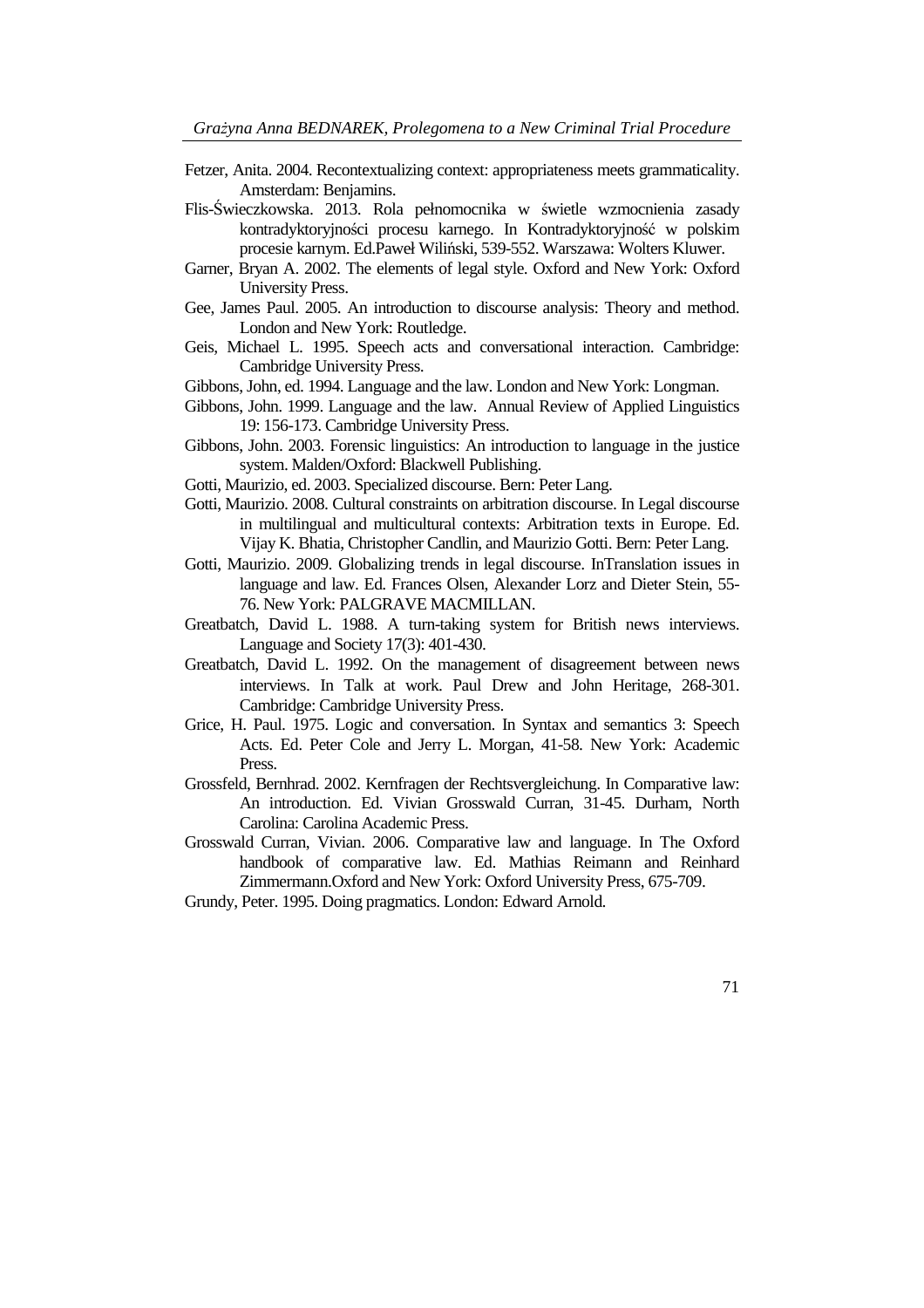Fetzer, Anita. 2004. Recontextualizing context: appropriateness meets grammaticality. Amsterdam: Benjamins.

Flis-Świeczkowska. 2013. Rola pełnomocnika w świetle wzmocnienia zasady kontradyktoryjności procesu karnego. In Kontradyktoryjność w polskim procesie karnym. Ed.Paweł Wiliński, 539-552. Warszawa: Wolters Kluwer.

Garner, Bryan A. 2002. The elements of legal style. Oxford and New York: Oxford University Press.

Gee, James Paul. 2005. An introduction to discourse analysis: Theory and method. London and New York: Routledge.

Geis, Michael L. 1995. Speech acts and conversational interaction. Cambridge: Cambridge University Press.

Gibbons, John, ed. 1994. Language and the law. London and New York: Longman.

Gibbons, John. 1999. Language and the law. Annual Review of Applied Linguistics 19: 156-173. Cambridge University Press.

Gibbons, John. 2003. Forensic linguistics: An introduction to language in the justice system. Malden/Oxford: Blackwell Publishing.

Gotti, Maurizio, ed. 2003. Specialized discourse. Bern: Peter Lang.

Gotti, Maurizio. 2008. Cultural constraints on arbitration discourse. In Legal discourse in multilingual and multicultural contexts: Arbitration texts in Europe. Ed. Vijay K. Bhatia, Christopher Candlin, and Maurizio Gotti. Bern: Peter Lang.

Gotti, Maurizio. 2009. Globalizing trends in legal discourse. InTranslation issues in language and law. Ed. Frances Olsen, Alexander Lorz and Dieter Stein, 55-76. New York: PALGRAVE MACMILLAN.

Greatbatch, David L. 1988. A turn-taking system for British news interviews. Language and Society 17(3): 401-430.

Greatbatch, David L. 1992. On the management of disagreement between news interviews. In Talk at work. Paul Drew and John Heritage, 268-301. Cambridge: Cambridge University Press.

Grice, H. Paul. 1975. Logic and conversation. In Syntax and semantics 3: Speech Acts. Ed. Peter Cole and Jerry L. Morgan, 41-58. New York: Academic Press.

Grossfeld, Bernhrad. 2002. Kernfragen der Rechtsvergleichung. In Comparative law: An introduction. Ed. Vivian Grosswald Curran, 31-45. Durham, North Carolina: Carolina Academic Press.

Grosswald Curran, Vivian. 2006. Comparative law and language. In The Oxford handbook of comparative law. Ed. Mathias Reimann and Reinhard Zimmermann.Oxford and New York: Oxford University Press, 675-709.

Grundy, Peter. 1995. Doing pragmatics. London: Edward Arnold.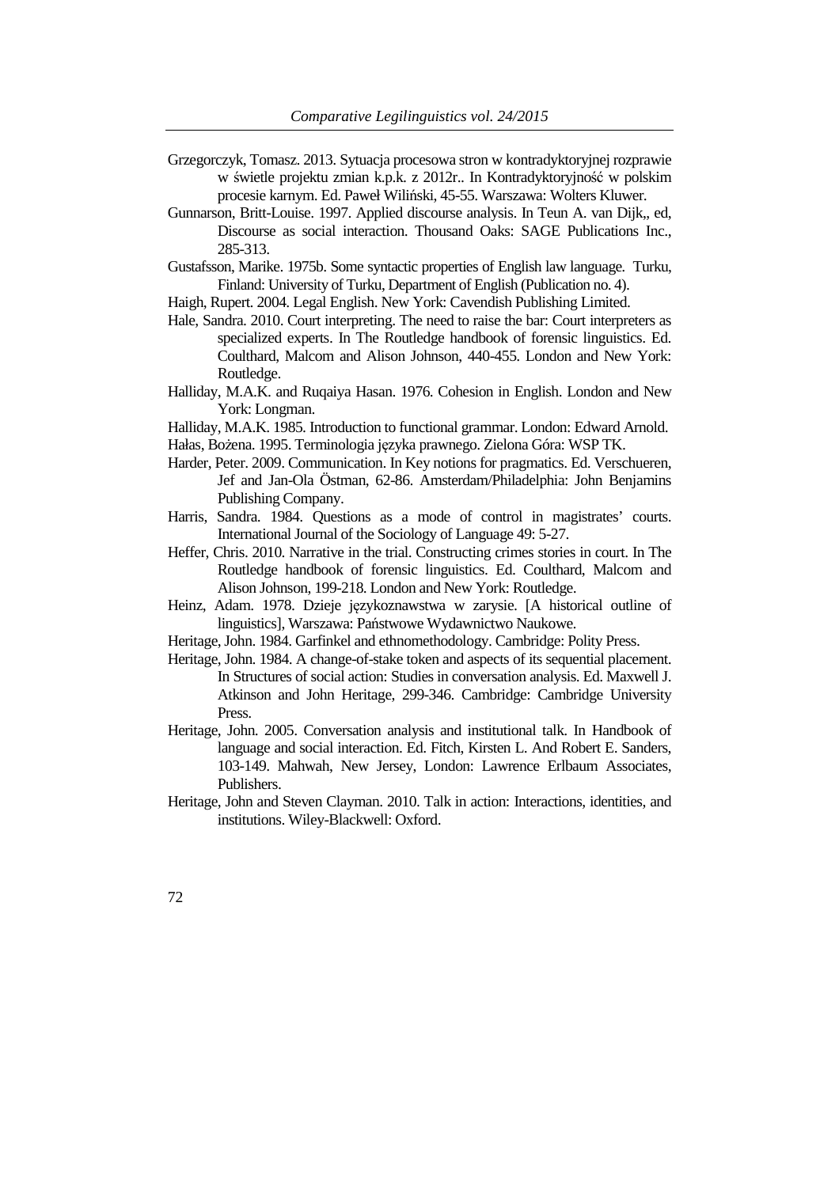Grzegorczyk, Tomasz. 2013. Sytuacja procesowa stron w kontradyktoryjnej rozprawie w świetle projektu zmian k.p.k. z 2012r.. In Kontradyktoryjność w polskim procesie karnym. Ed. Paweł Wiliński, 45-55. Warszawa: Wolters Kluwer.

Gunnarson, Britt-Louise. 1997. Applied discourse analysis. In Teun A. van Dijk,, ed, Discourse as social interaction. Thousand Oaks: SAGE Publications Inc., 285-313.

Gustafsson, Marike. 1975b. Some syntactic properties of English law language. Turku, Finland: University of Turku, Department of English (Publication no. 4).

Haigh, Rupert. 2004. Legal English. New York: Cavendish Publishing Limited.

Hale, Sandra. 2010. Court interpreting. The need to raise the bar: Court interpreters as specialized experts. In The Routledge handbook of forensic linguistics. Ed. Coulthard, Malcom and Alison Johnson, 440-455. London and New York: Routledge.

Halliday, M.A.K. and Ruqaiya Hasan. 1976. Cohesion in English. London and New York: Longman.

Halliday, M.A.K. 1985. Introduction to functional grammar. London: Edward Arnold.

Hałas, Bożena. 1995. Terminologia języka prawnego. Zielona Góra: WSP TK.

Harder, Peter. 2009. Communication. In Key notions for pragmatics. Ed. Verschueren, Jef and Jan-Ola Östman, 62-86. Amsterdam/Philadelphia: John Benjamins Publishing Company.

Harris, Sandra. 1984. Questions as a mode of control in magistrates' courts. International Journal of the Sociology of Language 49: 5-27.

Heffer, Chris. 2010. Narrative in the trial. Constructing crimes stories in court. In The Routledge handbook of forensic linguistics. Ed. Coulthard, Malcom and Alison Johnson, 199-218. London and New York: Routledge.

Heinz, Adam. 1978. Dzieje językoznawstwa w zarysie. [A historical outline of linguistics], Warszawa: Państwowe Wydawnictwo Naukowe.

Heritage, John. 1984. Garfinkel and ethnomethodology. Cambridge: Polity Press.

Heritage, John. 1984. A change-of-stake token and aspects of its sequential placement. In Structures of social action: Studies in conversation analysis. Ed. Maxwell J. Atkinson and John Heritage, 299-346. Cambridge: Cambridge University Press.

Heritage, John. 2005. Conversation analysis and institutional talk. In Handbook of language and social interaction. Ed. Fitch, Kirsten L. And Robert E. Sanders, 103-149. Mahwah, New Jersey, London: Lawrence Erlbaum Associates, Publishers.

Heritage, John and Steven Clayman. 2010. Talk in action: Interactions, identities, and institutions. Wiley-Blackwell: Oxford.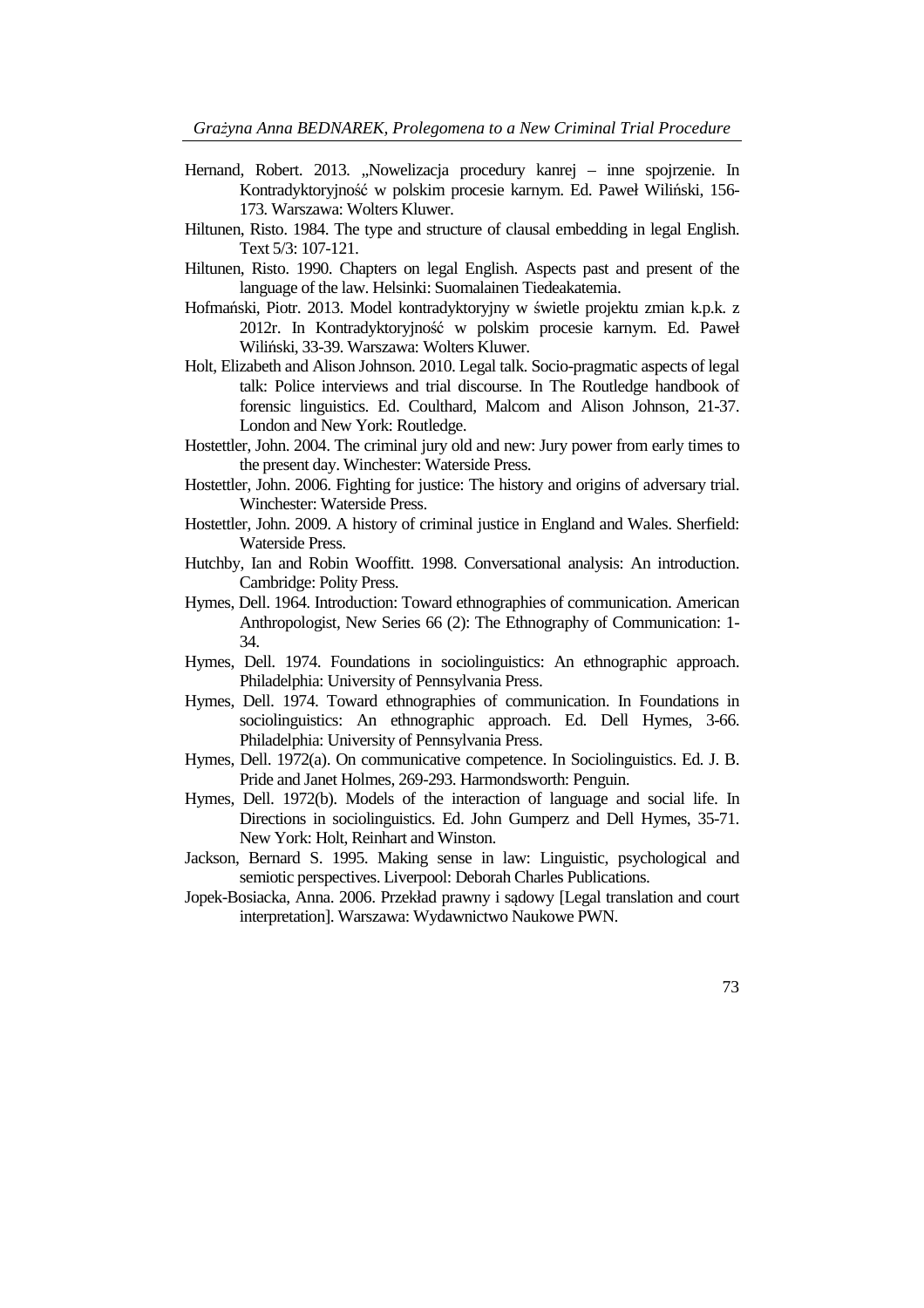Hernand, Robert. 2013. „Nowelizacja procedury kanrej – inne spojrzenie. In Kontradyktoryjność w polskim procesie karnym. Ed. Paweł Wiliński, 156-173. Warszawa: Wolters Kluwer.

Hiltunen, Risto. 1984. The type and structure of clausal embedding in legal English. Text 5/3: 107-121.

Hiltunen, Risto. 1990. Chapters on legal English. Aspects past and present of the language of the law. Helsinki: Suomalainen Tiedeakatemia.

Hofmański, Piotr. 2013. Model kontradyktoryjny w świetle projektu zmian k.p.k. z 2012r. In Kontradyktoryjność w polskim procesie karnym. Ed. Paweł Wiliński, 33-39. Warszawa: Wolters Kluwer.

Holt, Elizabeth and Alison Johnson. 2010. Legal talk. Socio-pragmatic aspects of legal talk: Police interviews and trial discourse. In The Routledge handbook of forensic linguistics. Ed. Coulthard, Malcom and Alison Johnson, 21-37. London and New York: Routledge.

Hostettler, John. 2004. The criminal jury old and new: Jury power from early times to the present day. Winchester: Waterside Press.

Hostettler, John. 2006. Fighting for justice: The history and origins of adversary trial. Winchester: Waterside Press.

Hostettler, John. 2009. A history of criminal justice in England and Wales. Sherfield: Waterside Press.

Hutchby, Ian and Robin Wooffitt. 1998. Conversational analysis: An introduction. Cambridge: Polity Press.

Hymes, Dell. 1964. Introduction: Toward ethnographies of communication. American Anthropologist, New Series 66 (2): The Ethnography of Communication: 1-34.

Hymes, Dell. 1974. Foundations in sociolinguistics: An ethnographic approach. Philadelphia: University of Pennsylvania Press.

Hymes, Dell. 1974. Toward ethnographies of communication. In Foundations in sociolinguistics: An ethnographic approach. Ed. Dell Hymes, 3-66. Philadelphia: University of Pennsylvania Press.

Hymes, Dell. 1972(a). On communicative competence. In Sociolinguistics. Ed. J. B. Pride and Janet Holmes, 269-293. Harmondsworth: Penguin.

Hymes, Dell. 1972(b). Models of the interaction of language and social life. In Directions in sociolinguistics. Ed. John Gumperz and Dell Hymes, 35-71. New York: Holt, Reinhart and Winston.

Jackson, Bernard S. 1995. Making sense in law: Linguistic, psychological and semiotic perspectives. Liverpool: Deborah Charles Publications.

Jopek-Bosiacka, Anna. 2006. Przekład prawny i sądowy [Legal translation and court interpretation]. Warszawa: Wydawnictwo Naukowe PWN.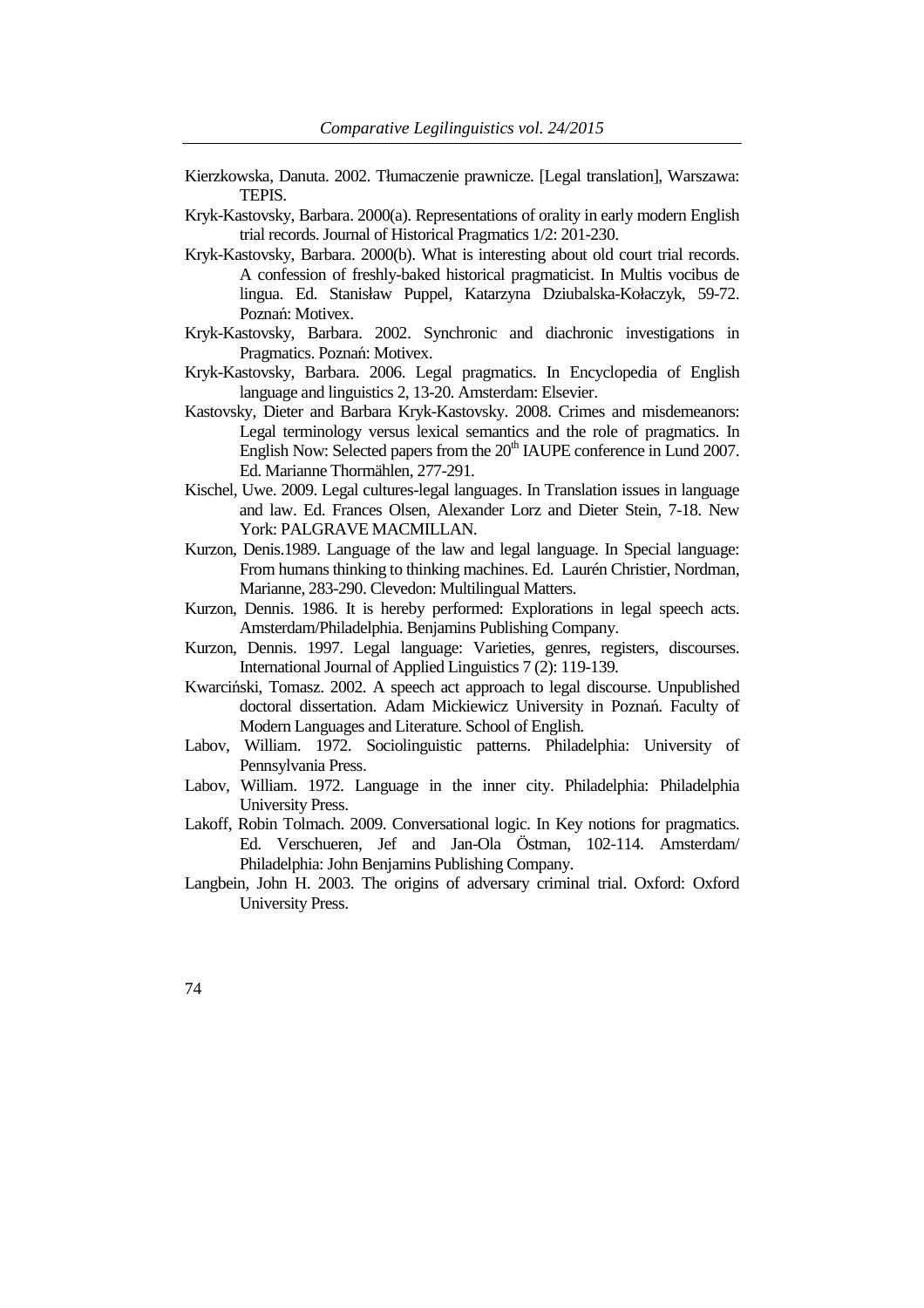Kierzkowska, Danuta. 2002. Tłumaczenie prawnicze. [Legal translation], Warszawa: TEPIS.

Kryk-Kastovsky, Barbara. 2000(a). Representations of orality in early modern English trial records. Journal of Historical Pragmatics 1/2: 201-230.

Kryk-Kastovsky, Barbara. 2000(b). What is interesting about old court trial records. A confession of freshly-baked historical pragmaticist. In Multis vocibus de lingua. Ed. Stanisław Puppel, Katarzyna Dziubalska-Kołaczyk, 59-72. Poznań: Motivex.

Kryk-Kastovsky, Barbara. 2002. Synchronic and diachronic investigations in Pragmatics. Poznań: Motivex.

Kryk-Kastovsky, Barbara. 2006. Legal pragmatics. In Encyclopedia of English language and linguistics 2, 13-20. Amsterdam: Elsevier.

Kastovsky, Dieter and Barbara Kryk-Kastovsky. 2008. Crimes and misdemeanors: Legal terminology versus lexical semantics and the role of pragmatics. In English Now: Selected papers from the 20th IAUPE conference in Lund 2007. Ed. Marianne Thormählen, 277-291.

Kischel, Uwe. 2009. Legal cultures-legal languages. In Translation issues in language and law. Ed. Frances Olsen, Alexander Lorz and Dieter Stein, 7-18. New York: PALGRAVE MACMILLAN.

Kurzon, Denis.1989. Language of the law and legal language. In Special language: From humans thinking to thinking machines. Ed. Laurén Christier, Nordman, Marianne, 283-290. Clevedon: Multilingual Matters.

Kurzon, Dennis. 1986. It is hereby performed: Explorations in legal speech acts. Amsterdam/Philadelphia. Benjamins Publishing Company.

Kurzon, Dennis. 1997. Legal language: Varieties, genres, registers, discourses. International Journal of Applied Linguistics 7 (2): 119-139.

Kwarciński, Tomasz. 2002. A speech act approach to legal discourse. Unpublished doctoral dissertation. Adam Mickiewicz University in Poznań. Faculty of Modern Languages and Literature. School of English.

Labov, William. 1972. Sociolinguistic patterns. Philadelphia: University of Pennsylvania Press.

Labov, William. 1972. Language in the inner city. Philadelphia: Philadelphia University Press.

Lakoff, Robin Tolmach. 2009. Conversational logic. In Key notions for pragmatics. Ed. Verschueren, Jef and Jan-Ola Östman, 102-114. Amsterdam/ Philadelphia: John Benjamins Publishing Company.

Langbein, John H. 2003. The origins of adversary criminal trial. Oxford: Oxford University Press.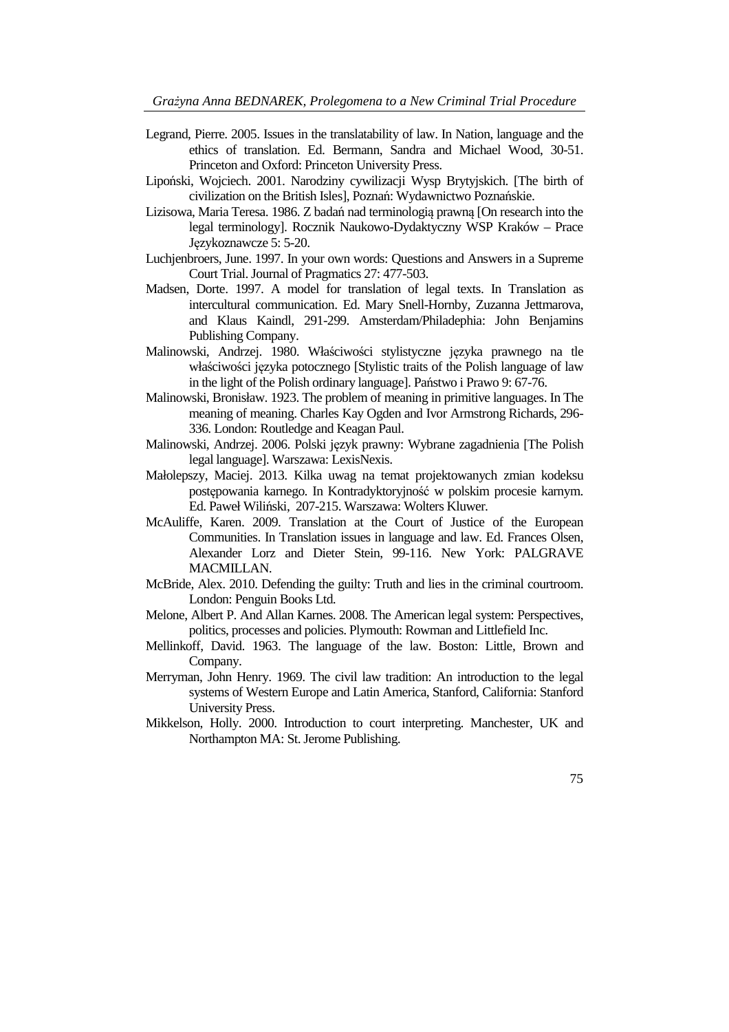Legrand, Pierre. 2005. Issues in the translatability of law. In Nation, language and the ethics of translation. Ed. Bermann, Sandra and Michael Wood, 30-51. Princeton and Oxford: Princeton University Press.

Lipoński, Wojciech. 2001. Narodziny cywilizacji Wysp Brytyjskich. [The birth of civilization on the British Isles], Poznań: Wydawnictwo Poznańskie.

Lizisowa, Maria Teresa. 1986. Z badań nad terminologią prawną [On research into the legal terminology]. Rocznik Naukowo-Dydaktyczny WSP Kraków – Prace Językoznawcze 5: 5-20.

Luchjenbroers, June. 1997. In your own words: Questions and Answers in a Supreme Court Trial. Journal of Pragmatics 27: 477-503.

Madsen, Dorte. 1997. A model for translation of legal texts. In Translation as intercultural communication. Ed. Mary Snell-Hornby, Zuzanna Jettmarova, and Klaus Kaindl, 291-299. Amsterdam/Philadephia: John Benjamins Publishing Company.

Malinowski, Andrzej. 1980. Właściwości stylistyczne języka prawnego na tle właściwości języka potocznego [Stylistic traits of the Polish language of law in the light of the Polish ordinary language]. Państwo i Prawo 9: 67-76.

Malinowski, Bronisław. 1923. The problem of meaning in primitive languages. In The meaning of meaning. Charles Kay Ogden and Ivor Armstrong Richards, 296-336. London: Routledge and Keagan Paul.

Malinowski, Andrzej. 2006. Polski język prawny: Wybrane zagadnienia [The Polish legal language]. Warszawa: LexisNexis.

Małolepszy, Maciej. 2013. Kilka uwag na temat projektowanych zmian kodeksu postępowania karnego. In Kontradyktoryjność w polskim procesie karnym. Ed. Paweł Wiliński, 207-215. Warszawa: Wolters Kluwer.

McAuliffe, Karen. 2009. Translation at the Court of Justice of the European Communities. In Translation issues in language and law. Ed. Frances Olsen, Alexander Lorz and Dieter Stein, 99-116. New York: PALGRAVE MACMILLAN.

McBride, Alex. 2010. Defending the guilty: Truth and lies in the criminal courtroom. London: Penguin Books Ltd.

Melone, Albert P. And Allan Karnes. 2008. The American legal system: Perspectives, politics, processes and policies. Plymouth: Rowman and Littlefield Inc.

Mellinkoff, David. 1963. The language of the law. Boston: Little, Brown and Company.

Merryman, John Henry. 1969. The civil law tradition: An introduction to the legal systems of Western Europe and Latin America, Stanford, California: Stanford University Press.

Mikkelson, Holly. 2000. Introduction to court interpreting. Manchester, UK and Northampton MA: St. Jerome Publishing.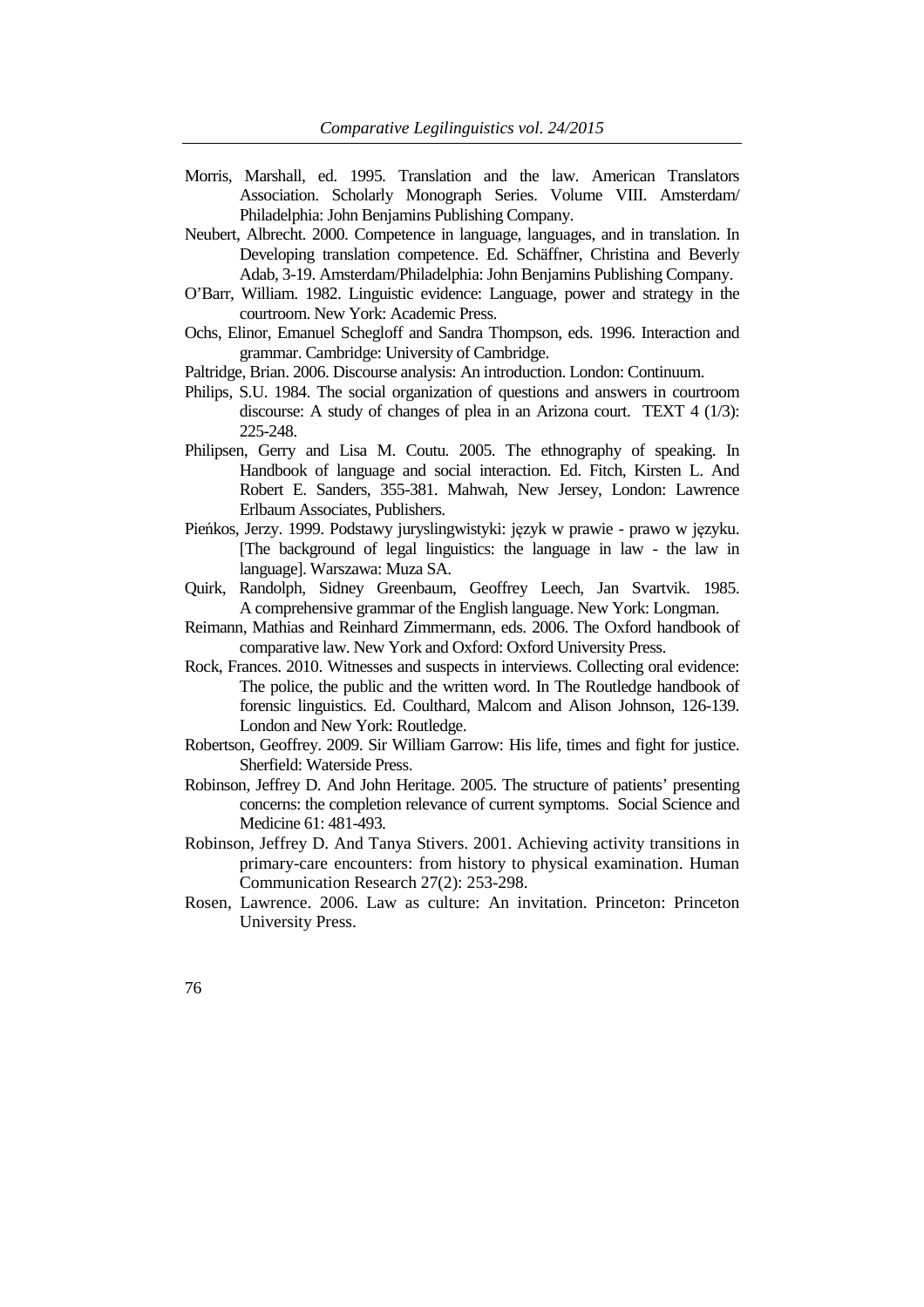Morris, Marshall, ed. 1995. Translation and the law. American Translators Association. Scholarly Monograph Series. Volume VIII. Amsterdam/ Philadelphia: John Benjamins Publishing Company.

Neubert, Albrecht. 2000. Competence in language, languages, and in translation. In Developing translation competence. Ed. Schäffner, Christina and Beverly Adab, 3-19. Amsterdam/Philadelphia: John Benjamins Publishing Company.

O'Barr, William. 1982. Linguistic evidence: Language, power and strategy in the courtroom. New York: Academic Press.

Ochs, Elinor, Emanuel Schegloff and Sandra Thompson, eds. 1996. Interaction and grammar. Cambridge: University of Cambridge.

Paltridge, Brian. 2006. Discourse analysis: An introduction. London: Continuum.

Philips, S.U. 1984. The social organization of questions and answers in courtroom discourse: A study of changes of plea in an Arizona court. TEXT 4 (1/3): 225-248.

Philipsen, Gerry and Lisa M. Coutu. 2005. The ethnography of speaking. In Handbook of language and social interaction. Ed. Fitch, Kirsten L. And Robert E. Sanders, 355-381. Mahwah, New Jersey, London: Lawrence Erlbaum Associates, Publishers.

Pieńkos, Jerzy. 1999. Podstawy juryslingwistyki: język w prawie - prawo w języku. [The background of legal linguistics: the language in law - the law in language]. Warszawa: Muza SA.

Quirk, Randolph, Sidney Greenbaum, Geoffrey Leech, Jan Svartvik. 1985. A comprehensive grammar of the English language. New York: Longman.

Reimann, Mathias and Reinhard Zimmermann, eds. 2006. The Oxford handbook of comparative law. New York and Oxford: Oxford University Press.

Rock, Frances. 2010. Witnesses and suspects in interviews. Collecting oral evidence: The police, the public and the written word. In The Routledge handbook of forensic linguistics. Ed. Coulthard, Malcom and Alison Johnson, 126-139. London and New York: Routledge.

Robertson, Geoffrey. 2009. Sir William Garrow: His life, times and fight for justice. Sherfield: Waterside Press.

Robinson, Jeffrey D. And John Heritage. 2005. The structure of patients' presenting concerns: the completion relevance of current symptoms. Social Science and Medicine 61: 481-493.

Robinson, Jeffrey D. And Tanya Stivers. 2001. Achieving activity transitions in primary-care encounters: from history to physical examination. Human Communication Research 27(2): 253-298.

Rosen, Lawrence. 2006. Law as culture: An invitation. Princeton: Princeton University Press.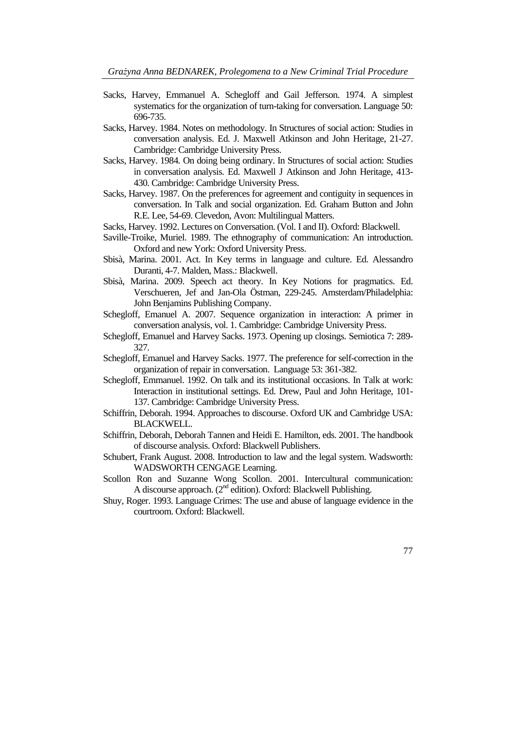Sacks, Harvey, Emmanuel A. Schegloff and Gail Jefferson. 1974. A simplest systematics for the organization of turn-taking for conversation. Language 50: 696-735.

Sacks, Harvey. 1984. Notes on methodology. In Structures of social action: Studies in conversation analysis. Ed. J. Maxwell Atkinson and John Heritage, 21-27. Cambridge: Cambridge University Press.

Sacks, Harvey. 1984. On doing being ordinary. In Structures of social action: Studies in conversation analysis. Ed. Maxwell J Atkinson and John Heritage, 413-430. Cambridge: Cambridge University Press.

Sacks, Harvey. 1987. On the preferences for agreement and contiguity in sequences in conversation. In Talk and social organization. Ed. Graham Button and John R.E. Lee, 54-69. Clevedon, Avon: Multilingual Matters.

Sacks, Harvey. 1992. Lectures on Conversation. (Vol. I and II). Oxford: Blackwell.

Saville-Troike, Muriel. 1989. The ethnography of communication: An introduction. Oxford and new York: Oxford University Press.

Sbisà, Marina. 2001. Act. In Key terms in language and culture. Ed. Alessandro Duranti, 4-7. Malden, Mass.: Blackwell.

Sbisà, Marina. 2009. Speech act theory. In Key Notions for pragmatics. Ed. Verschueren, Jef and Jan-Ola Östman, 229-245. Amsterdam/Philadelphia: John Benjamins Publishing Company.

Schegloff, Emanuel A. 2007. Sequence organization in interaction: A primer in conversation analysis, vol. 1. Cambridge: Cambridge University Press.

Schegloff, Emanuel and Harvey Sacks. 1973. Opening up closings. Semiotica 7: 289-327.

Schegloff, Emanuel and Harvey Sacks. 1977. The preference for self-correction in the organization of repair in conversation. Language 53: 361-382.

Schegloff, Emmanuel. 1992. On talk and its institutional occasions. In Talk at work: Interaction in institutional settings. Ed. Drew, Paul and John Heritage, 101-137. Cambridge: Cambridge University Press.

Schiffrin, Deborah. 1994. Approaches to discourse. Oxford UK and Cambridge USA: BLACKWELL.

Schiffrin, Deborah, Deborah Tannen and Heidi E. Hamilton, eds. 2001. The handbook of discourse analysis. Oxford: Blackwell Publishers.

Schubert, Frank August. 2008. Introduction to law and the legal system. Wadsworth: WADSWORTH CENGAGE Learning.

Scollon Ron and Suzanne Wong Scollon. 2001. Intercultural communication: A discourse approach. (2nd edition). Oxford: Blackwell Publishing.

Shuy, Roger. 1993. Language Crimes: The use and abuse of language evidence in the courtroom. Oxford: Blackwell.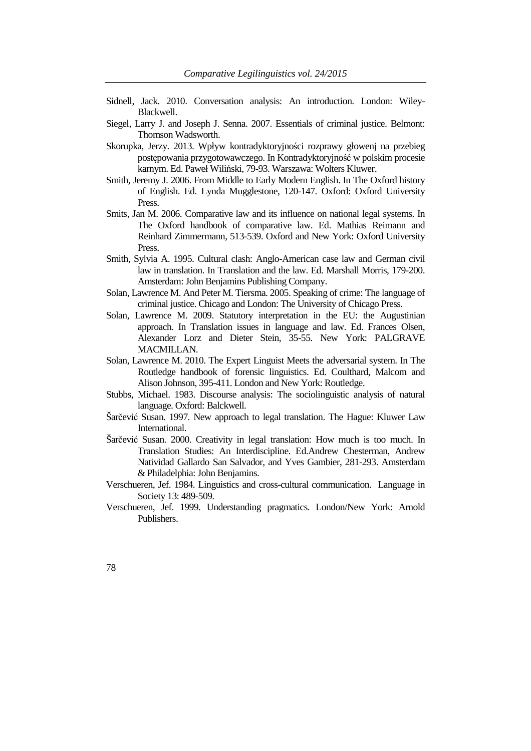Sidnell, Jack. 2010. Conversation analysis: An introduction. London: Wiley-Blackwell.

Siegel, Larry J. and Joseph J. Senna. 2007. Essentials of criminal justice. Belmont: Thomson Wadsworth.

Skorupka, Jerzy. 2013. Wpływ kontradyktoryjności rozprawy głowenj na przebieg postępowania przygotowawczego. In Kontradyktoryjność w polskim procesie karnym. Ed. Paweł Wiliński, 79-93. Warszawa: Wolters Kluwer.

Smith, Jeremy J. 2006. From Middle to Early Modern English. In The Oxford history of English. Ed. Lynda Mugglestone, 120-147. Oxford: Oxford University Press.

Smits, Jan M. 2006. Comparative law and its influence on national legal systems. In The Oxford handbook of comparative law. Ed. Mathias Reimann and Reinhard Zimmermann, 513-539. Oxford and New York: Oxford University Press.

Smith, Sylvia A. 1995. Cultural clash: Anglo-American case law and German civil law in translation. In Translation and the law. Ed. Marshall Morris, 179-200. Amsterdam: John Benjamins Publishing Company.

Solan, Lawrence M. And Peter M. Tiersma. 2005. Speaking of crime: The language of criminal justice. Chicago and London: The University of Chicago Press.

Solan, Lawrence M. 2009. Statutory interpretation in the EU: the Augustinian approach. In Translation issues in language and law. Ed. Frances Olsen, Alexander Lorz and Dieter Stein, 35-55. New York: PALGRAVE MACMILLAN.

Solan, Lawrence M. 2010. The Expert Linguist Meets the adversarial system. In The Routledge handbook of forensic linguistics. Ed. Coulthard, Malcom and Alison Johnson, 395-411. London and New York: Routledge.

Stubbs, Michael. 1983. Discourse analysis: The sociolinguistic analysis of natural language. Oxford: Balckwell.

Šarčević Susan. 1997. New approach to legal translation. The Hague: Kluwer Law International.

Šarčević Susan. 2000. Creativity in legal translation: How much is too much. In Translation Studies: An Interdiscipline. Ed.Andrew Chesterman, Andrew Natividad Gallardo San Salvador, and Yves Gambier, 281-293. Amsterdam & Philadelphia: John Benjamins.

Verschueren, Jef. 1984. Linguistics and cross-cultural communication. Language in Society 13: 489-509.

Verschueren, Jef. 1999. Understanding pragmatics. London/New York: Arnold Publishers.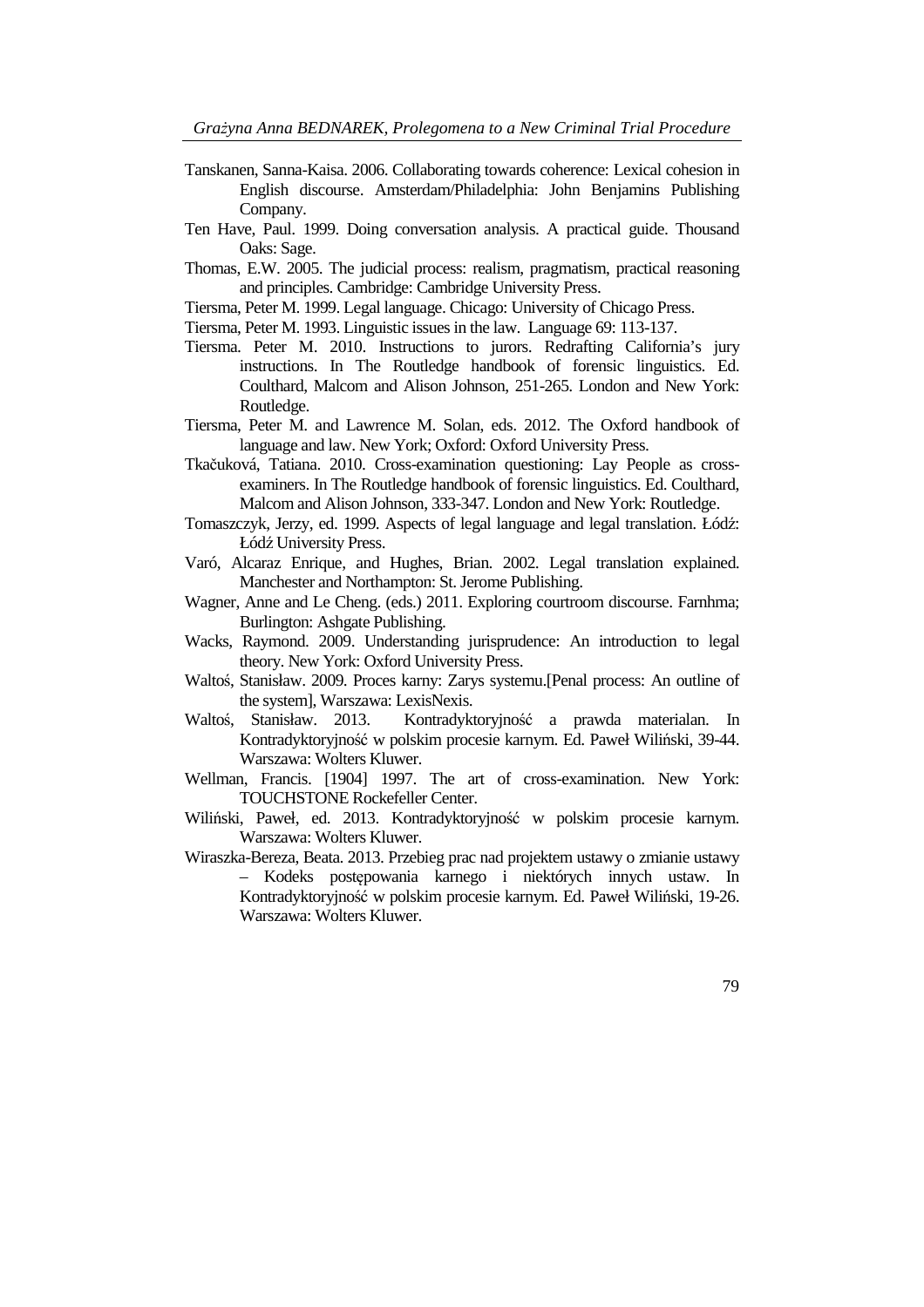Tanskanen, Sanna-Kaisa. 2006. Collaborating towards coherence: Lexical cohesion in English discourse. Amsterdam/Philadelphia: John Benjamins Publishing Company.

Ten Have, Paul. 1999. Doing conversation analysis. A practical guide. Thousand Oaks: Sage.

Thomas, E.W. 2005. The judicial process: realism, pragmatism, practical reasoning and principles. Cambridge: Cambridge University Press.

Tiersma, Peter M. 1999. Legal language. Chicago: University of Chicago Press.

Tiersma, Peter M. 1993. Linguistic issues in the law. Language 69: 113-137.

Tiersma. Peter M. 2010. Instructions to jurors. Redrafting California's jury instructions. In The Routledge handbook of forensic linguistics. Ed. Coulthard, Malcom and Alison Johnson, 251-265. London and New York: Routledge.

Tiersma, Peter M. and Lawrence M. Solan, eds. 2012. The Oxford handbook of language and law. New York; Oxford: Oxford University Press.

Tkačuková, Tatiana. 2010. Cross-examination questioning: Lay People as cross-examiners. In The Routledge handbook of forensic linguistics. Ed. Coulthard, Malcom and Alison Johnson, 333-347. London and New York: Routledge.

Tomaszczyk, Jerzy, ed. 1999. Aspects of legal language and legal translation. Łódź: Łódź University Press.

Varó, Alcaraz Enrique, and Hughes, Brian. 2002. Legal translation explained. Manchester and Northampton: St. Jerome Publishing.

Wagner, Anne and Le Cheng. (eds.) 2011. Exploring courtroom discourse. Farnhma; Burlington: Ashgate Publishing.

Wacks, Raymond. 2009. Understanding jurisprudence: An introduction to legal theory. New York: Oxford University Press.

Waltoś, Stanisław. 2009. Proces karny: Zarys systemu.[Penal process: An outline of the system], Warszawa: LexisNexis.

Waltoś, Stanisław. 2013. Kontradyktoryjność a prawda materialan. In Kontradyktoryjność w polskim procesie karnym. Ed. Paweł Wiliński, 39-44. Warszawa: Wolters Kluwer.

Wellman, Francis. [1904] 1997. The art of cross-examination. New York: TOUCHSTONE Rockefeller Center.

Wiliński, Paweł, ed. 2013. Kontradyktoryjność w polskim procesie karnym. Warszawa: Wolters Kluwer.

Wiraszka-Bereza, Beata. 2013. Przebieg prac nad projektem ustawy o zmianie ustawy – Kodeks postępowania karnego i niektórych innych ustaw. In Kontradyktoryjność w polskim procesie karnym. Ed. Paweł Wiliński, 19-26. Warszawa: Wolters Kluwer.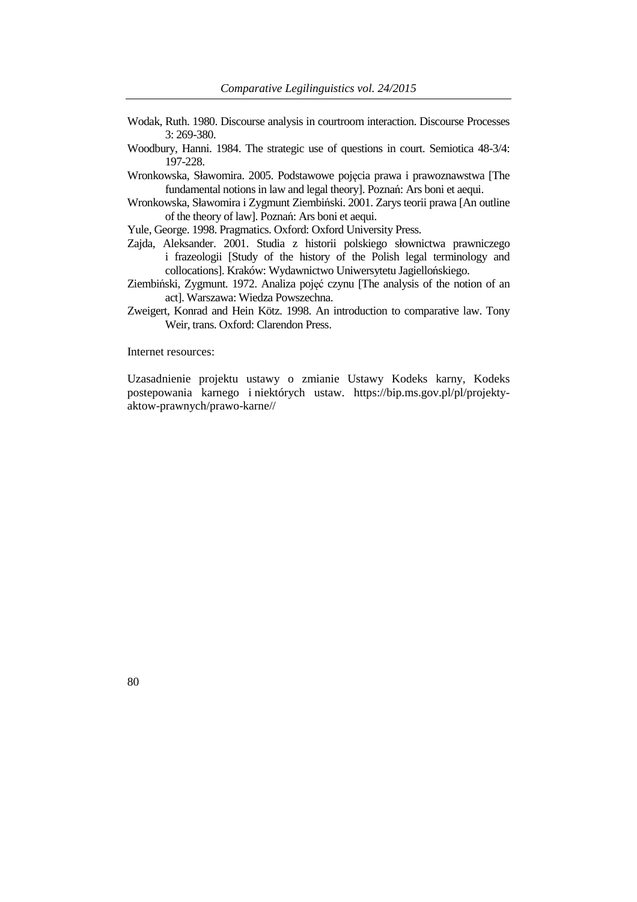Wodak, Ruth. 1980. Discourse analysis in courtroom interaction. Discourse Processes 3: 269-380.

Woodbury, Hanni. 1984. The strategic use of questions in court. Semiotica 48-3/4: 197-228.

Wronkowska, Sławomira. 2005. Podstawowe pojęcia prawa i prawoznawstwa [The fundamental notions in law and legal theory]. Poznań: Ars boni et aequi.

Wronkowska, Sławomira i Zygmunt Ziembiński. 2001. Zarys teorii prawa [An outline of the theory of law]. Poznań: Ars boni et aequi.

Yule, George. 1998. Pragmatics. Oxford: Oxford University Press.

Zajda, Aleksander. 2001. Studia z historii polskiego słownictwa prawniczego i frazeologii [Study of the history of the Polish legal terminology and collocations]. Kraków: Wydawnictwo Uniwersytetu Jagiellońskiego.

Ziembiński, Zygmunt. 1972. Analiza pojęć czynu [The analysis of the notion of an act]. Warszawa: Wiedza Powszechna.

Zweigert, Konrad and Hein Kötz. 1998. An introduction to comparative law. Tony Weir, trans. Oxford: Clarendon Press.

Internet resources:

Uzasadnienie projektu ustawy o zmianie Ustawy Kodeks karny, Kodeks postepowania karnego i niektórych ustaw. https://bip.ms.gov.pl/pl/projekty-aktow-prawnych/prawo-karne//